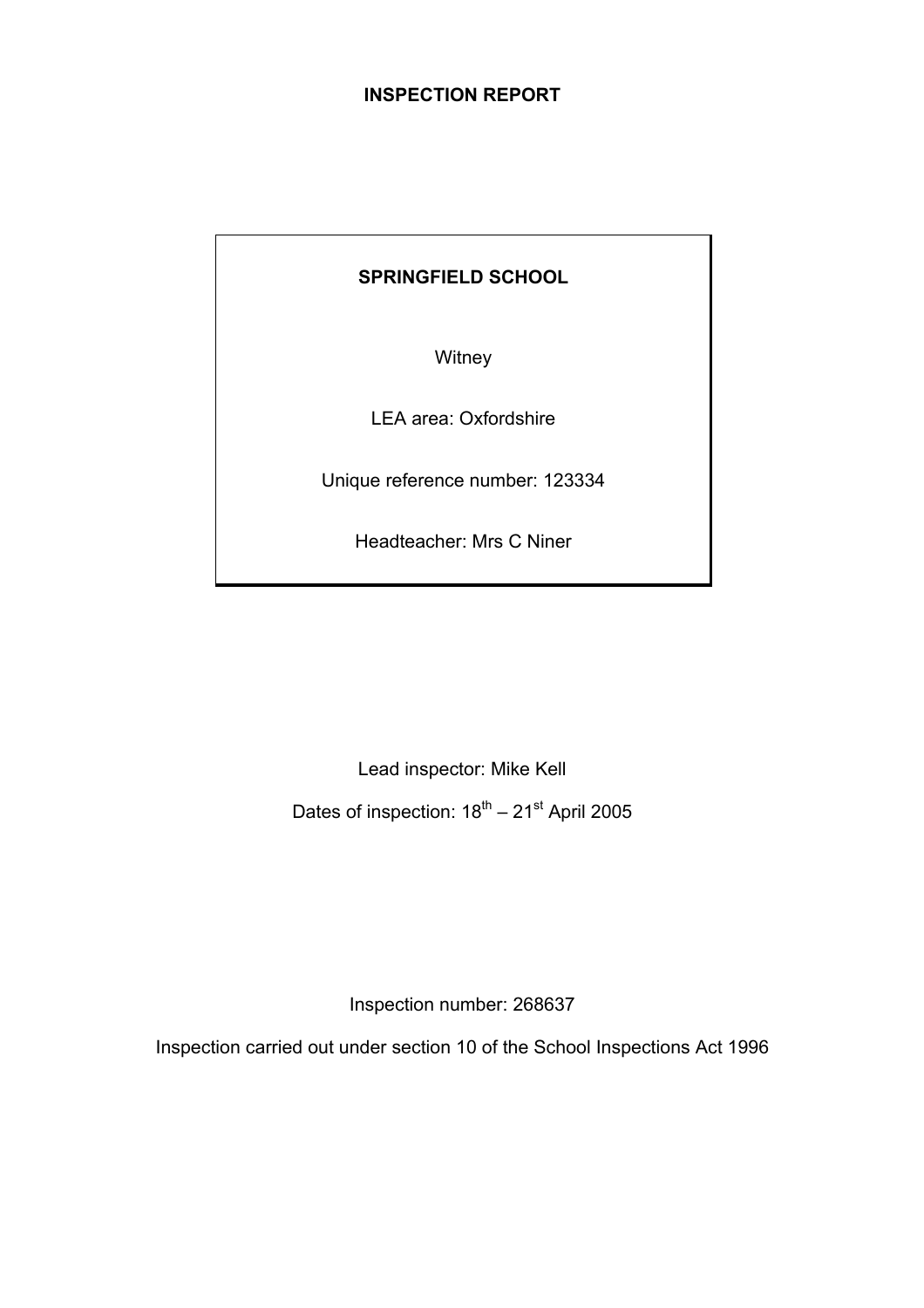# INSPECTION REPORT

**SPRINGFIELD SCHOOL**

Witney

LEA area: Oxfordshire

Unique reference number: 123334

Headteacher: Mrs C Niner

Lead inspector: Mike Kell

Dates of inspection: 18th – 21st April 2005

Inspection number: 268637

Inspection carried out under section 10 of the School Inspections Act 1996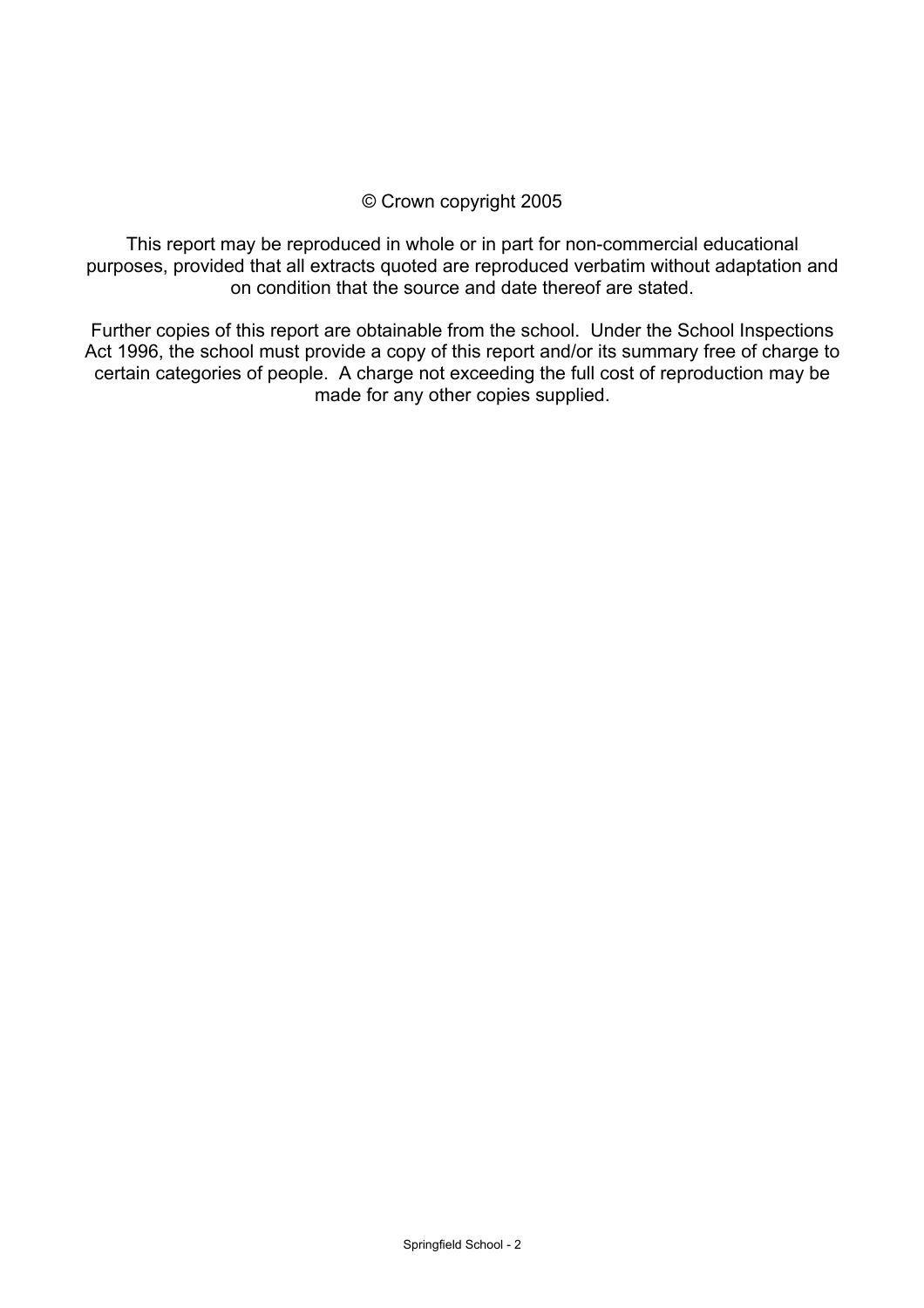© Crown copyright 2005

This report may be reproduced in whole or in part for non-commercial educational purposes, provided that all extracts quoted are reproduced verbatim without adaptation and on condition that the source and date thereof are stated.

Further copies of this report are obtainable from the school. Under the School Inspections Act 1996, the school must provide a copy of this report and/or its summary free of charge to certain categories of people. A charge not exceeding the full cost of reproduction may be made for any other copies supplied.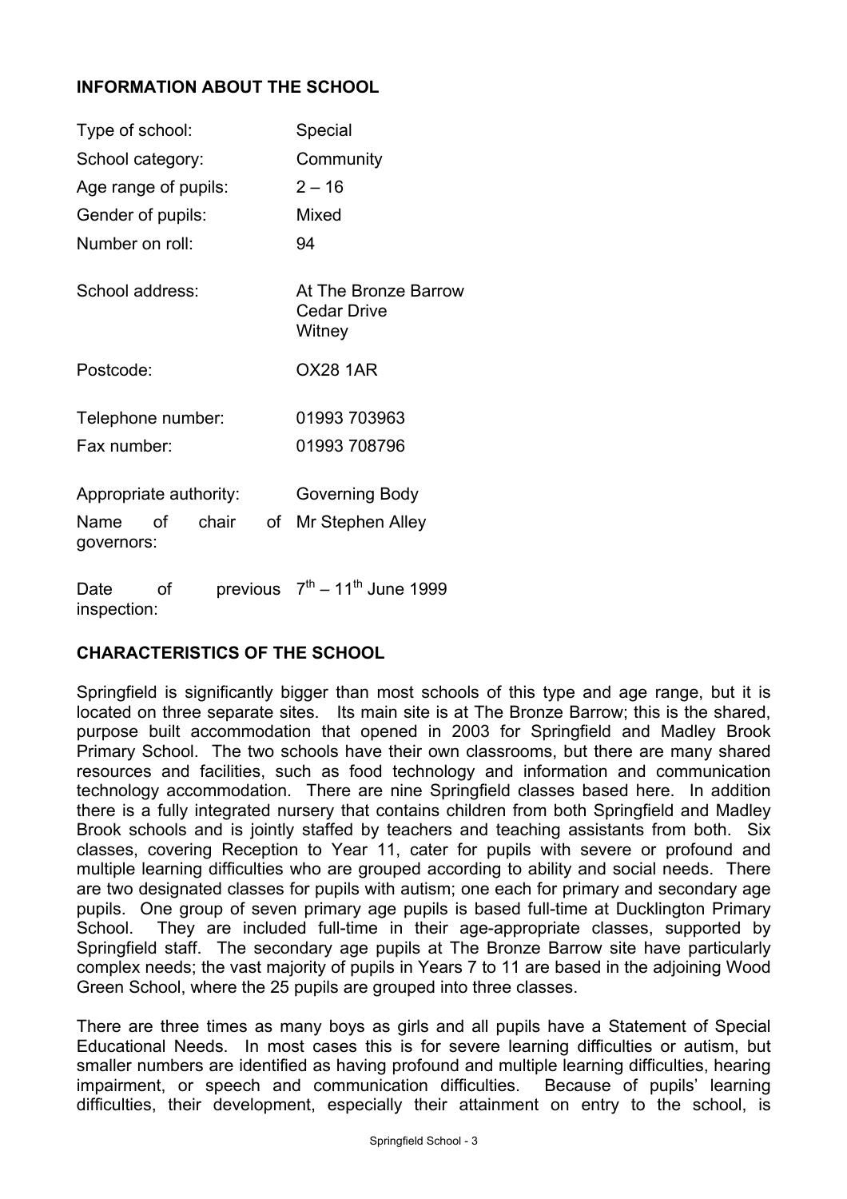## INFORMATION ABOUT THE SCHOOL

| | |
|---|---|
| Type of school: | Special |
| School category: | Community |
| Age range of pupils: | 2 – 16 |
| Gender of pupils: | Mixed |
| Number on roll: | 94 |
| School address: | At The Bronze Barrow<br>Cedar Drive<br>Witney |
| Postcode: | OX28 1AR |
| Telephone number: | 01993 703963 |
| Fax number: | 01993 708796 |
| Appropriate authority: | Governing Body |
| Name of chair of governors: | Mr Stephen Alley |
| Date of previous inspection: | 7th – 11th June 1999 |

## CHARACTERISTICS OF THE SCHOOL

Springfield is significantly bigger than most schools of this type and age range, but it is located on three separate sites. Its main site is at The Bronze Barrow; this is the shared, purpose built accommodation that opened in 2003 for Springfield and Madley Brook Primary School. The two schools have their own classrooms, but there are many shared resources and facilities, such as food technology and information and communication technology accommodation. There are nine Springfield classes based here. In addition there is a fully integrated nursery that contains children from both Springfield and Madley Brook schools and is jointly staffed by teachers and teaching assistants from both. Six classes, covering Reception to Year 11, cater for pupils with severe or profound and multiple learning difficulties who are grouped according to ability and social needs. There are two designated classes for pupils with autism; one each for primary and secondary age pupils. One group of seven primary age pupils is based full-time at Ducklington Primary School. They are included full-time in their age-appropriate classes, supported by Springfield staff. The secondary age pupils at The Bronze Barrow site have particularly complex needs; the vast majority of pupils in Years 7 to 11 are based in the adjoining Wood Green School, where the 25 pupils are grouped into three classes.

There are three times as many boys as girls and all pupils have a Statement of Special Educational Needs. In most cases this is for severe learning difficulties or autism, but smaller numbers are identified as having profound and multiple learning difficulties, hearing impairment, or speech and communication difficulties. Because of pupils' learning difficulties, their development, especially their attainment on entry to the school, is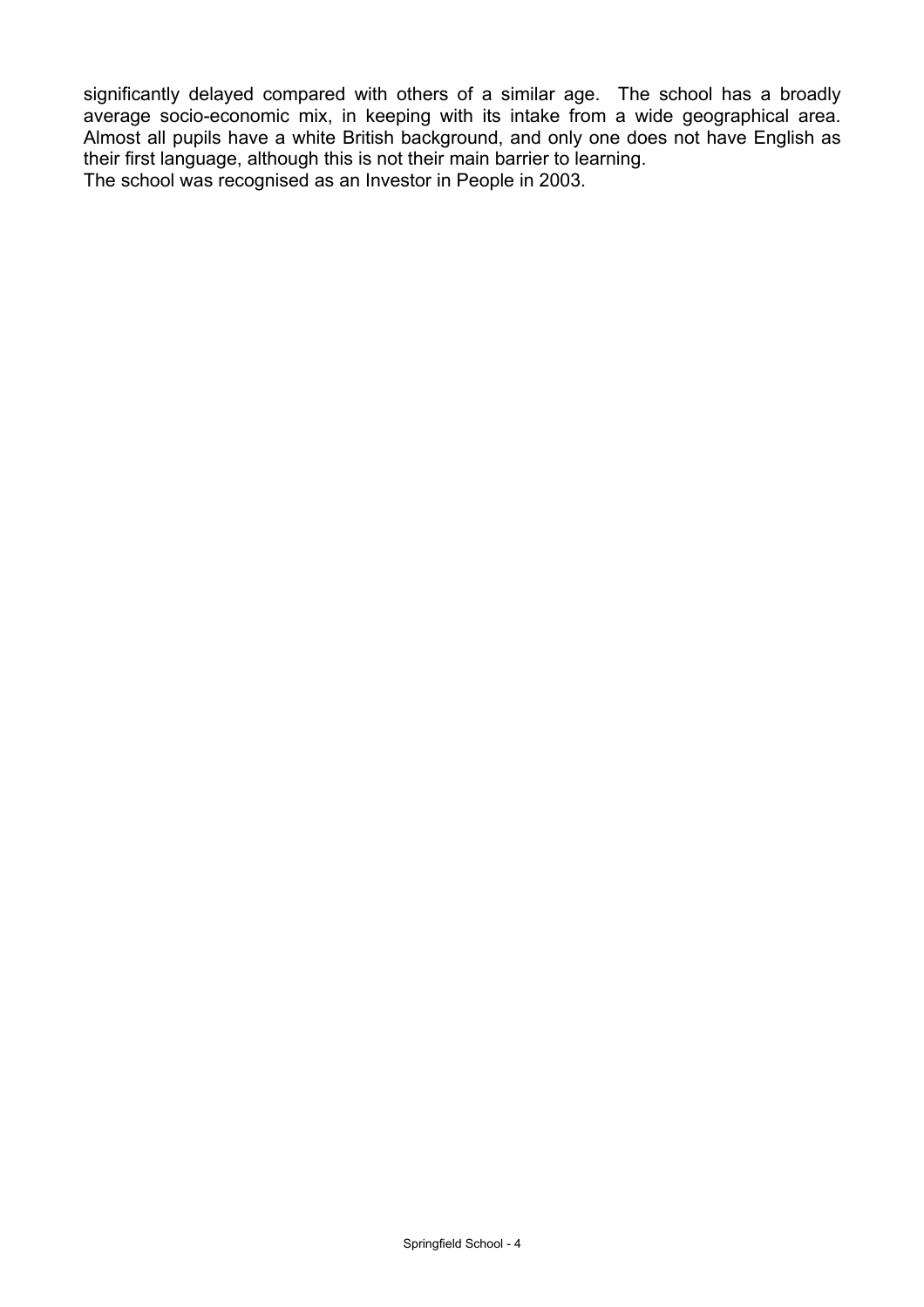significantly delayed compared with others of a similar age. The school has a broadly average socio-economic mix, in keeping with its intake from a wide geographical area. Almost all pupils have a white British background, and only one does not have English as their first language, although this is not their main barrier to learning.
The school was recognised as an Investor in People in 2003.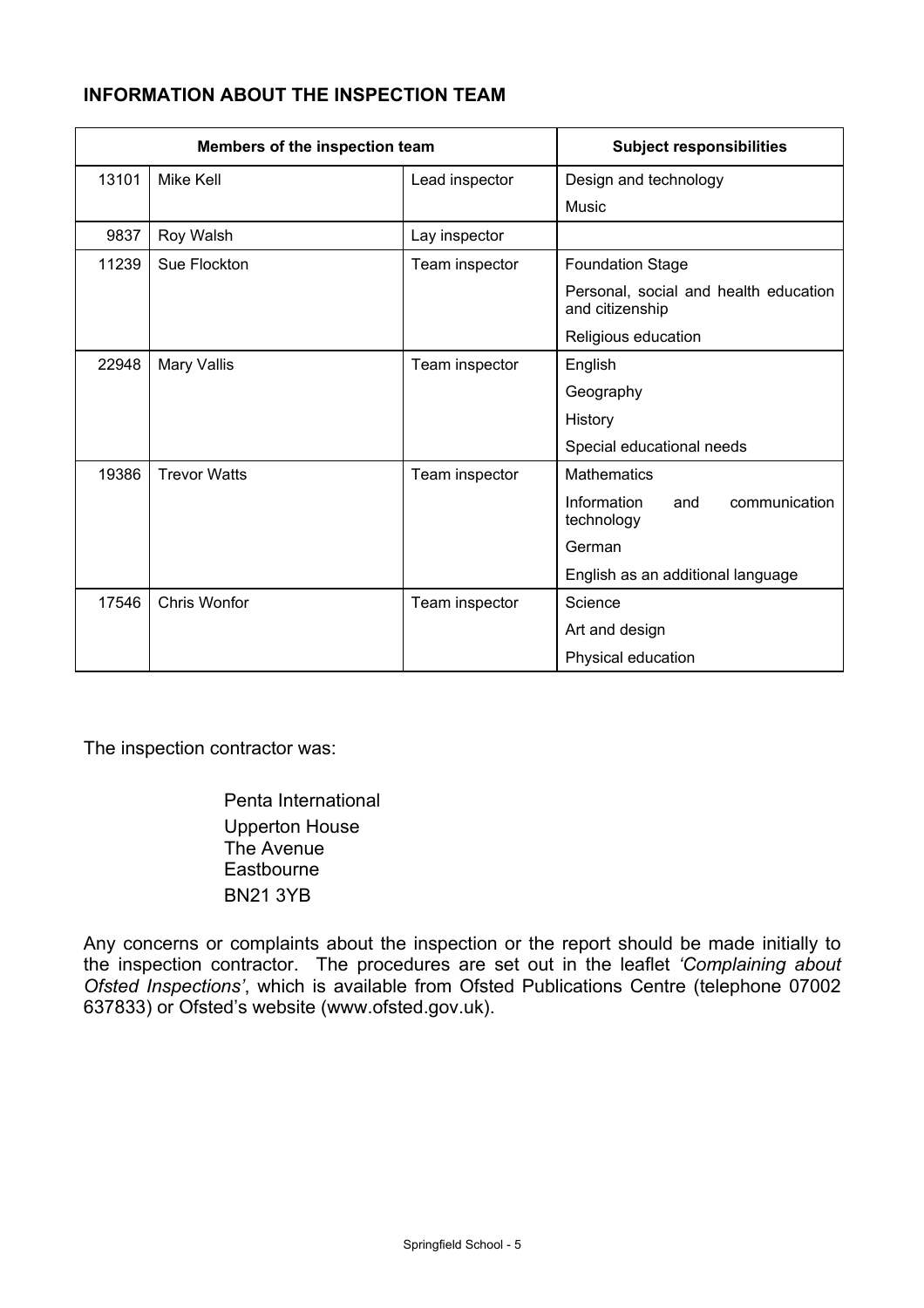## INFORMATION ABOUT THE INSPECTION TEAM

| Members of the inspection team | | | Subject responsibilities |
|---|---|---|---|
| 13101 | Mike Kell | Lead inspector | Design and technology |
| | | | Music |
| 9837 | Roy Walsh | Lay inspector | |
| 11239 | Sue Flockton | Team inspector | Foundation Stage |
| | | | Personal, social and health education and citizenship |
| | | | Religious education |
| 22948 | Mary Vallis | Team inspector | English |
| | | | Geography |
| | | | History |
| | | | Special educational needs |
| 19386 | Trevor Watts | Team inspector | Mathematics |
| | | | Information and communication technology |
| | | | German |
| | | | English as an additional language |
| 17546 | Chris Wonfor | Team inspector | Science |
| | | | Art and design |
| | | | Physical education |

The inspection contractor was:

Penta International
Upperton House
The Avenue
Eastbourne
BN21 3YB

Any concerns or complaints about the inspection or the report should be made initially to the inspection contractor. The procedures are set out in the leaflet *'Complaining about Ofsted Inspections'*, which is available from Ofsted Publications Centre (telephone 07002 637833) or Ofsted's website (www.ofsted.gov.uk).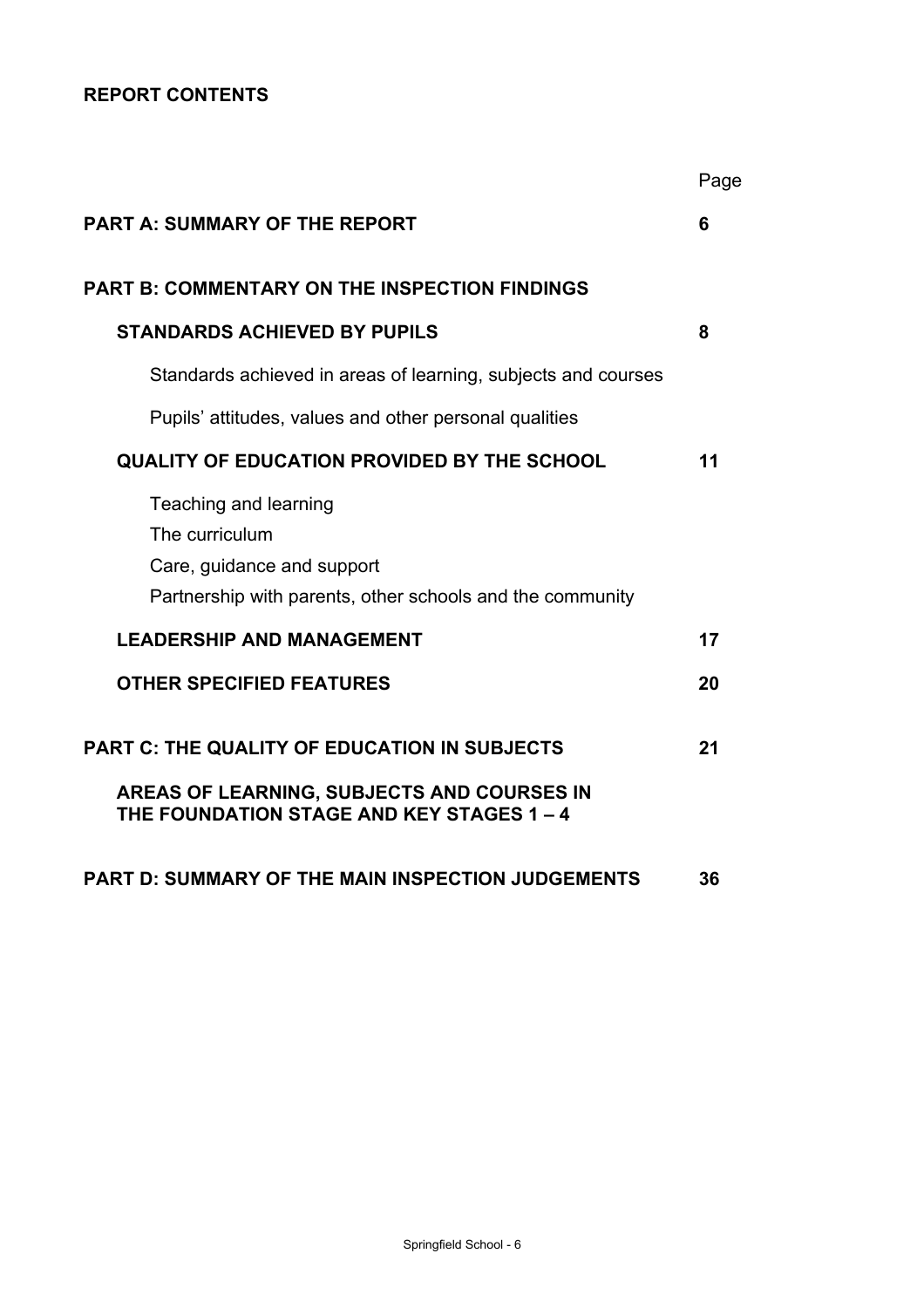**REPORT CONTENTS**

| | Page |
|---|---|
| **PART A: SUMMARY OF THE REPORT** | **6** |
| **PART B: COMMENTARY ON THE INSPECTION FINDINGS** | |
| **STANDARDS ACHIEVED BY PUPILS** | **8** |
| Standards achieved in areas of learning, subjects and courses | |
| Pupils' attitudes, values and other personal qualities | |
| **QUALITY OF EDUCATION PROVIDED BY THE SCHOOL** | **11** |
| Teaching and learning | |
| The curriculum | |
| Care, guidance and support | |
| Partnership with parents, other schools and the community | |
| **LEADERSHIP AND MANAGEMENT** | **17** |
| **OTHER SPECIFIED FEATURES** | **20** |
| **PART C: THE QUALITY OF EDUCATION IN SUBJECTS** | **21** |
| **AREAS OF LEARNING, SUBJECTS AND COURSES IN THE FOUNDATION STAGE AND KEY STAGES 1 – 4** | |
| **PART D: SUMMARY OF THE MAIN INSPECTION JUDGEMENTS** | **36** |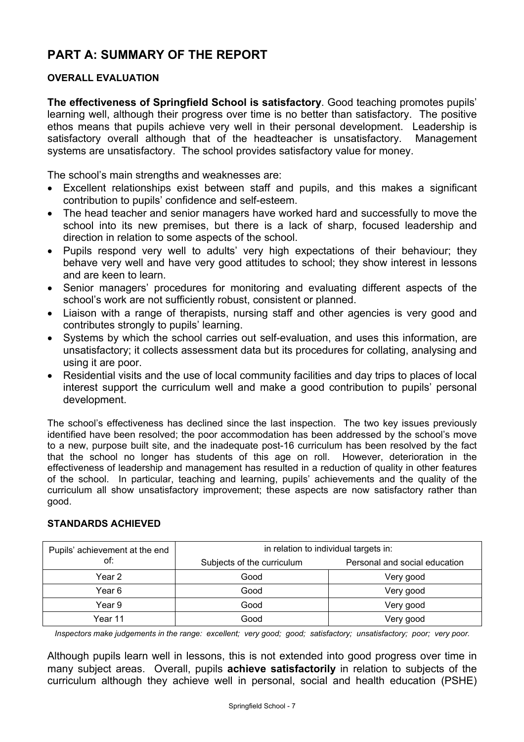# PART A: SUMMARY OF THE REPORT

### OVERALL EVALUATION

**The effectiveness of Springfield School is satisfactory**. Good teaching promotes pupils' learning well, although their progress over time is no better than satisfactory. The positive ethos means that pupils achieve very well in their personal development. Leadership is satisfactory overall although that of the headteacher is unsatisfactory. Management systems are unsatisfactory. The school provides satisfactory value for money.

The school's main strengths and weaknesses are:

- Excellent relationships exist between staff and pupils, and this makes a significant contribution to pupils' confidence and self-esteem.
- The head teacher and senior managers have worked hard and successfully to move the school into its new premises, but there is a lack of sharp, focused leadership and direction in relation to some aspects of the school.
- Pupils respond very well to adults' very high expectations of their behaviour; they behave very well and have very good attitudes to school; they show interest in lessons and are keen to learn.
- Senior managers' procedures for monitoring and evaluating different aspects of the school's work are not sufficiently robust, consistent or planned.
- Liaison with a range of therapists, nursing staff and other agencies is very good and contributes strongly to pupils' learning.
- Systems by which the school carries out self-evaluation, and uses this information, are unsatisfactory; it collects assessment data but its procedures for collating, analysing and using it are poor.
- Residential visits and the use of local community facilities and day trips to places of local interest support the curriculum well and make a good contribution to pupils' personal development.

The school's effectiveness has declined since the last inspection. The two key issues previously identified have been resolved; the poor accommodation has been addressed by the school's move to a new, purpose built site, and the inadequate post-16 curriculum has been resolved by the fact that the school no longer has students of this age on roll. However, deterioration in the effectiveness of leadership and management has resulted in a reduction of quality in other features of the school. In particular, teaching and learning, pupils' achievements and the quality of the curriculum all show unsatisfactory improvement; these aspects are now satisfactory rather than good.

### STANDARDS ACHIEVED

| Pupils' achievement at the end of: | in relation to individual targets in: | |
|---|---|---|
| | Subjects of the curriculum | Personal and social education |
| Year 2 | Good | Very good |
| Year 6 | Good | Very good |
| Year 9 | Good | Very good |
| Year 11 | Good | Very good |

*Inspectors make judgements in the range: excellent; very good; good; satisfactory; unsatisfactory; poor; very poor.*

Although pupils learn well in lessons, this is not extended into good progress over time in many subject areas. Overall, pupils **achieve satisfactorily** in relation to subjects of the curriculum although they achieve well in personal, social and health education (PSHE)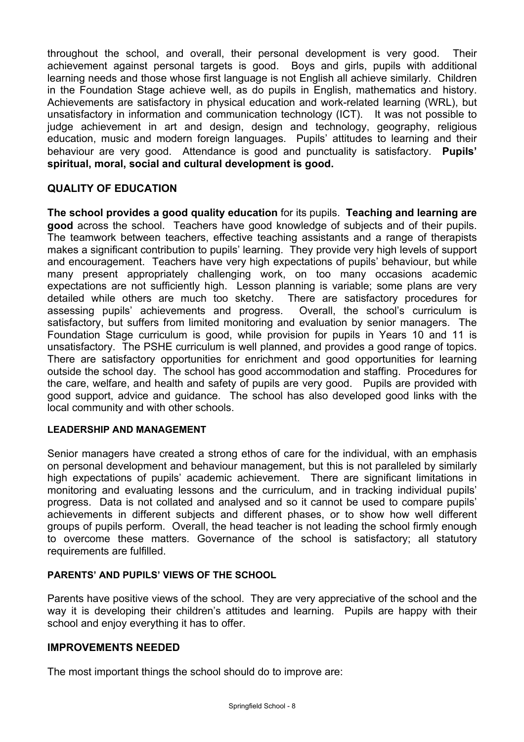throughout the school, and overall, their personal development is very good. Their achievement against personal targets is good. Boys and girls, pupils with additional learning needs and those whose first language is not English all achieve similarly. Children in the Foundation Stage achieve well, as do pupils in English, mathematics and history. Achievements are satisfactory in physical education and work-related learning (WRL), but unsatisfactory in information and communication technology (ICT). It was not possible to judge achievement in art and design, design and technology, geography, religious education, music and modern foreign languages. Pupils' attitudes to learning and their behaviour are very good. Attendance is good and punctuality is satisfactory. **Pupils' spiritual, moral, social and cultural development is good.**

## QUALITY OF EDUCATION

**The school provides a good quality education** for its pupils. **Teaching and learning are good** across the school. Teachers have good knowledge of subjects and of their pupils. The teamwork between teachers, effective teaching assistants and a range of therapists makes a significant contribution to pupils' learning. They provide very high levels of support and encouragement. Teachers have very high expectations of pupils' behaviour, but while many present appropriately challenging work, on too many occasions academic expectations are not sufficiently high. Lesson planning is variable; some plans are very detailed while others are much too sketchy. There are satisfactory procedures for assessing pupils' achievements and progress. Overall, the school's curriculum is satisfactory, but suffers from limited monitoring and evaluation by senior managers. The Foundation Stage curriculum is good, while provision for pupils in Years 10 and 11 is unsatisfactory. The PSHE curriculum is well planned, and provides a good range of topics. There are satisfactory opportunities for enrichment and good opportunities for learning outside the school day. The school has good accommodation and staffing. Procedures for the care, welfare, and health and safety of pupils are very good. Pupils are provided with good support, advice and guidance. The school has also developed good links with the local community and with other schools.

### LEADERSHIP AND MANAGEMENT

Senior managers have created a strong ethos of care for the individual, with an emphasis on personal development and behaviour management, but this is not paralleled by similarly high expectations of pupils' academic achievement. There are significant limitations in monitoring and evaluating lessons and the curriculum, and in tracking individual pupils' progress. Data is not collated and analysed and so it cannot be used to compare pupils' achievements in different subjects and different phases, or to show how well different groups of pupils perform. Overall, the head teacher is not leading the school firmly enough to overcome these matters. Governance of the school is satisfactory; all statutory requirements are fulfilled.

### PARENTS' AND PUPILS' VIEWS OF THE SCHOOL

Parents have positive views of the school. They are very appreciative of the school and the way it is developing their children's attitudes and learning. Pupils are happy with their school and enjoy everything it has to offer.

## IMPROVEMENTS NEEDED

The most important things the school should do to improve are: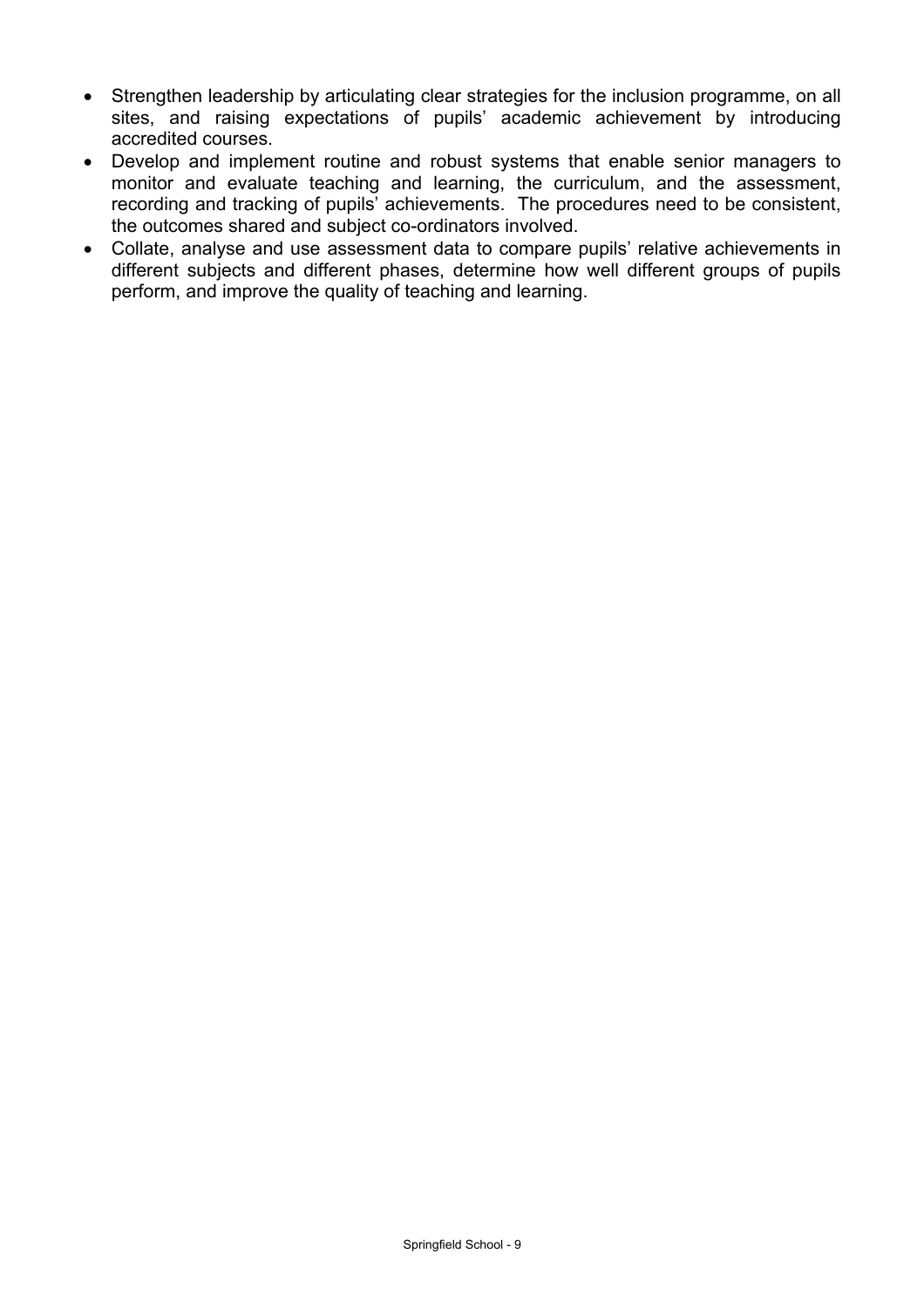- Strengthen leadership by articulating clear strategies for the inclusion programme, on all sites, and raising expectations of pupils' academic achievement by introducing accredited courses.
- Develop and implement routine and robust systems that enable senior managers to monitor and evaluate teaching and learning, the curriculum, and the assessment, recording and tracking of pupils' achievements. The procedures need to be consistent, the outcomes shared and subject co-ordinators involved.
- Collate, analyse and use assessment data to compare pupils' relative achievements in different subjects and different phases, determine how well different groups of pupils perform, and improve the quality of teaching and learning.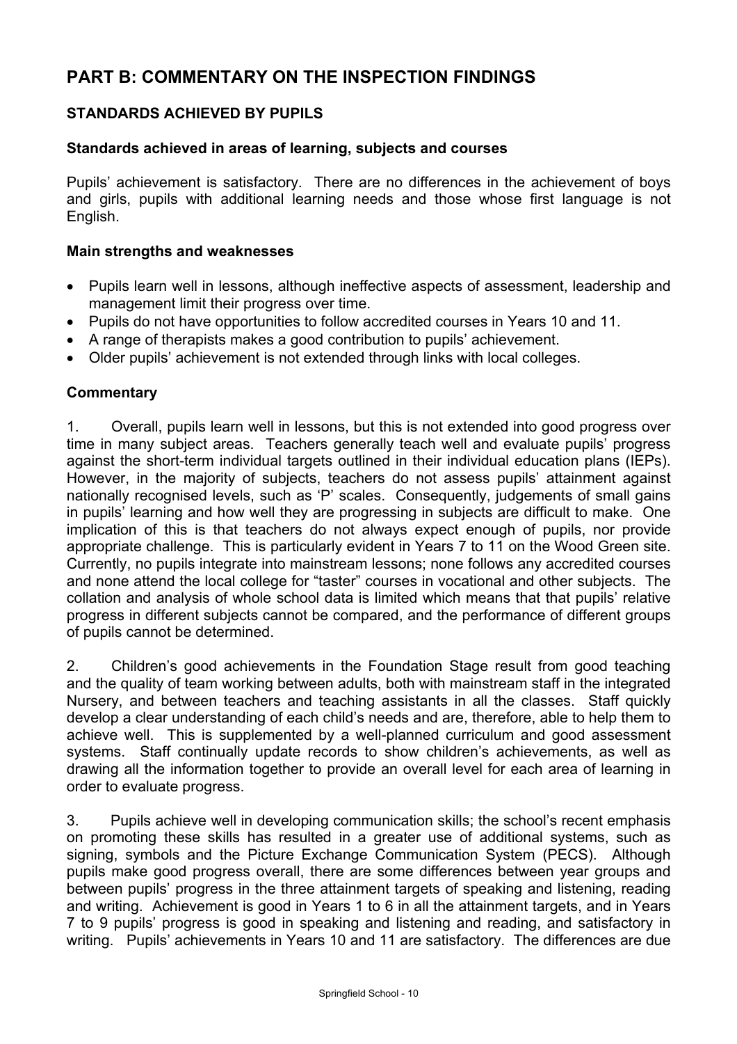# PART B: COMMENTARY ON THE INSPECTION FINDINGS

## STANDARDS ACHIEVED BY PUPILS

### Standards achieved in areas of learning, subjects and courses

Pupils' achievement is satisfactory. There are no differences in the achievement of boys and girls, pupils with additional learning needs and those whose first language is not English.

### Main strengths and weaknesses

- Pupils learn well in lessons, although ineffective aspects of assessment, leadership and management limit their progress over time.
- Pupils do not have opportunities to follow accredited courses in Years 10 and 11.
- A range of therapists makes a good contribution to pupils' achievement.
- Older pupils' achievement is not extended through links with local colleges.

### Commentary

1. Overall, pupils learn well in lessons, but this is not extended into good progress over time in many subject areas. Teachers generally teach well and evaluate pupils' progress against the short-term individual targets outlined in their individual education plans (IEPs). However, in the majority of subjects, teachers do not assess pupils' attainment against nationally recognised levels, such as 'P' scales. Consequently, judgements of small gains in pupils' learning and how well they are progressing in subjects are difficult to make. One implication of this is that teachers do not always expect enough of pupils, nor provide appropriate challenge. This is particularly evident in Years 7 to 11 on the Wood Green site. Currently, no pupils integrate into mainstream lessons; none follows any accredited courses and none attend the local college for "taster" courses in vocational and other subjects. The collation and analysis of whole school data is limited which means that that pupils' relative progress in different subjects cannot be compared, and the performance of different groups of pupils cannot be determined.

2. Children's good achievements in the Foundation Stage result from good teaching and the quality of team working between adults, both with mainstream staff in the integrated Nursery, and between teachers and teaching assistants in all the classes. Staff quickly develop a clear understanding of each child's needs and are, therefore, able to help them to achieve well. This is supplemented by a well-planned curriculum and good assessment systems. Staff continually update records to show children's achievements, as well as drawing all the information together to provide an overall level for each area of learning in order to evaluate progress.

3. Pupils achieve well in developing communication skills; the school's recent emphasis on promoting these skills has resulted in a greater use of additional systems, such as signing, symbols and the Picture Exchange Communication System (PECS). Although pupils make good progress overall, there are some differences between year groups and between pupils' progress in the three attainment targets of speaking and listening, reading and writing. Achievement is good in Years 1 to 6 in all the attainment targets, and in Years 7 to 9 pupils' progress is good in speaking and listening and reading, and satisfactory in writing. Pupils' achievements in Years 10 and 11 are satisfactory. The differences are due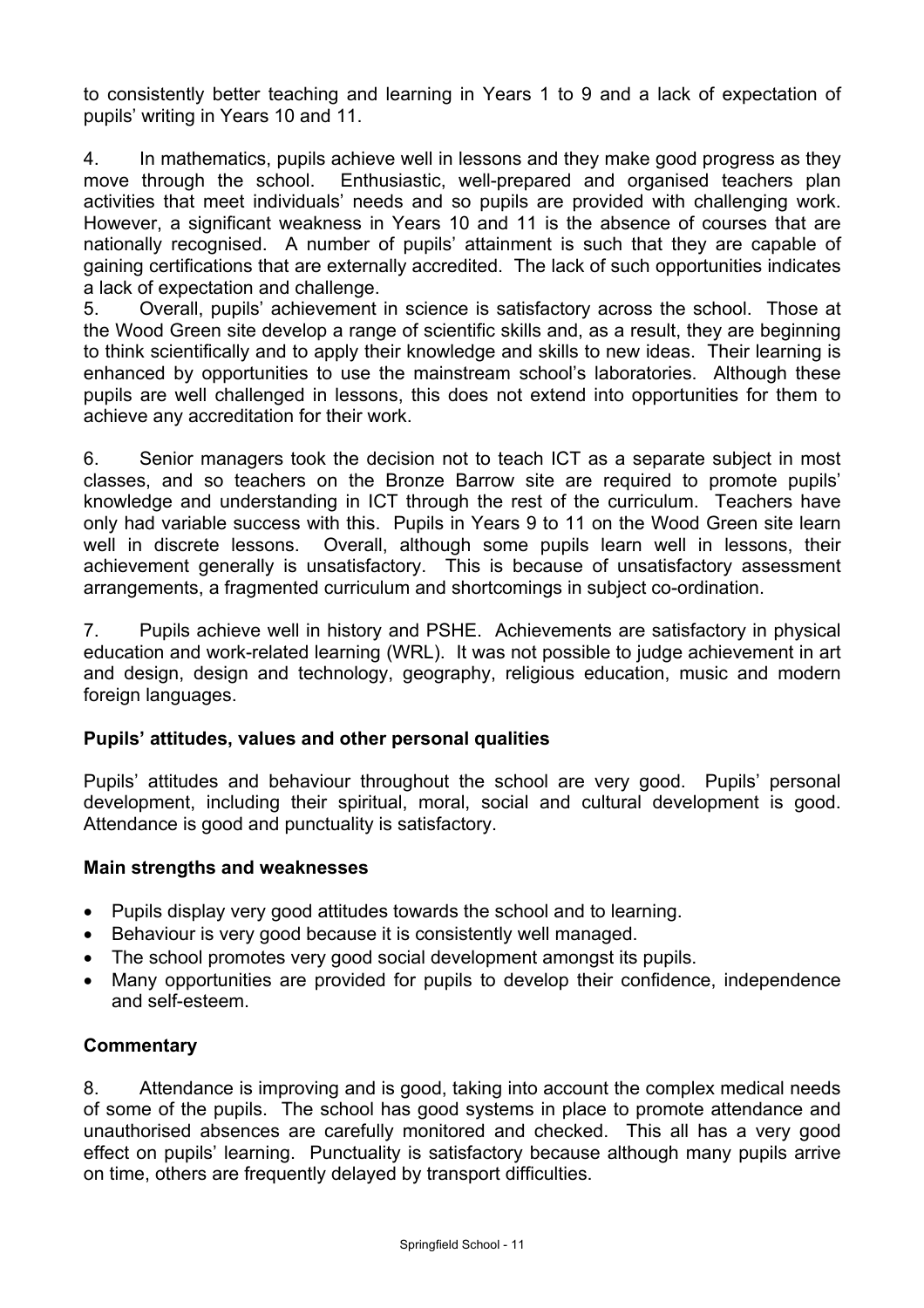to consistently better teaching and learning in Years 1 to 9 and a lack of expectation of pupils' writing in Years 10 and 11.

4. In mathematics, pupils achieve well in lessons and they make good progress as they move through the school. Enthusiastic, well-prepared and organised teachers plan activities that meet individuals' needs and so pupils are provided with challenging work. However, a significant weakness in Years 10 and 11 is the absence of courses that are nationally recognised. A number of pupils' attainment is such that they are capable of gaining certifications that are externally accredited. The lack of such opportunities indicates a lack of expectation and challenge.

5. Overall, pupils' achievement in science is satisfactory across the school. Those at the Wood Green site develop a range of scientific skills and, as a result, they are beginning to think scientifically and to apply their knowledge and skills to new ideas. Their learning is enhanced by opportunities to use the mainstream school's laboratories. Although these pupils are well challenged in lessons, this does not extend into opportunities for them to achieve any accreditation for their work.

6. Senior managers took the decision not to teach ICT as a separate subject in most classes, and so teachers on the Bronze Barrow site are required to promote pupils' knowledge and understanding in ICT through the rest of the curriculum. Teachers have only had variable success with this. Pupils in Years 9 to 11 on the Wood Green site learn well in discrete lessons. Overall, although some pupils learn well in lessons, their achievement generally is unsatisfactory. This is because of unsatisfactory assessment arrangements, a fragmented curriculum and shortcomings in subject co-ordination.

7. Pupils achieve well in history and PSHE. Achievements are satisfactory in physical education and work-related learning (WRL). It was not possible to judge achievement in art and design, design and technology, geography, religious education, music and modern foreign languages.

### Pupils' attitudes, values and other personal qualities

Pupils' attitudes and behaviour throughout the school are very good. Pupils' personal development, including their spiritual, moral, social and cultural development is good. Attendance is good and punctuality is satisfactory.

### Main strengths and weaknesses

- Pupils display very good attitudes towards the school and to learning.
- Behaviour is very good because it is consistently well managed.
- The school promotes very good social development amongst its pupils.
- Many opportunities are provided for pupils to develop their confidence, independence and self-esteem.

### Commentary

8. Attendance is improving and is good, taking into account the complex medical needs of some of the pupils. The school has good systems in place to promote attendance and unauthorised absences are carefully monitored and checked. This all has a very good effect on pupils' learning. Punctuality is satisfactory because although many pupils arrive on time, others are frequently delayed by transport difficulties.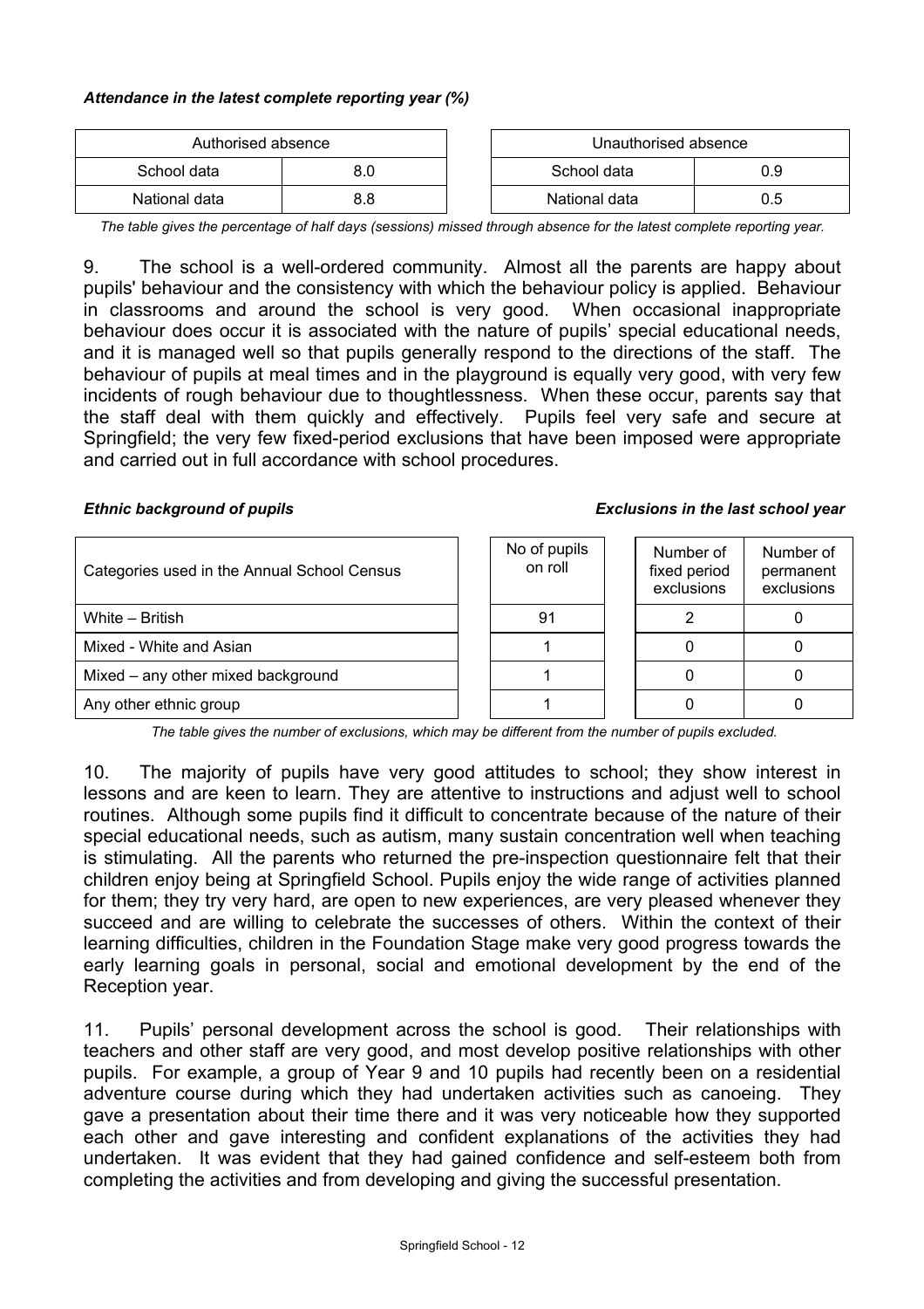***Attendance in the latest complete reporting year (%)***

| Authorised absence | |
|---|---|
| School data | 8.0 |
| National data | 8.8 |

| Unauthorised absence | |
|---|---|
| School data | 0.9 |
| National data | 0.5 |

*The table gives the percentage of half days (sessions) missed through absence for the latest complete reporting year.*

9. The school is a well-ordered community. Almost all the parents are happy about pupils' behaviour and the consistency with which the behaviour policy is applied. Behaviour in classrooms and around the school is very good. When occasional inappropriate behaviour does occur it is associated with the nature of pupils' special educational needs, and it is managed well so that pupils generally respond to the directions of the staff. The behaviour of pupils at meal times and in the playground is equally very good, with very few incidents of rough behaviour due to thoughtlessness. When these occur, parents say that the staff deal with them quickly and effectively. Pupils feel very safe and secure at Springfield; the very few fixed-period exclusions that have been imposed were appropriate and carried out in full accordance with school procedures.

***Ethnic background of pupils*** ***Exclusions in the last school year***

| Categories used in the Annual School Census | No of pupils on roll | Number of fixed period exclusions | Number of permanent exclusions |
|---|---|---|---|
| White – British | 91 | 2 | 0 |
| Mixed - White and Asian | 1 | 0 | 0 |
| Mixed – any other mixed background | 1 | 0 | 0 |
| Any other ethnic group | 1 | 0 | 0 |

*The table gives the number of exclusions, which may be different from the number of pupils excluded.*

10. The majority of pupils have very good attitudes to school; they show interest in lessons and are keen to learn. They are attentive to instructions and adjust well to school routines. Although some pupils find it difficult to concentrate because of the nature of their special educational needs, such as autism, many sustain concentration well when teaching is stimulating. All the parents who returned the pre-inspection questionnaire felt that their children enjoy being at Springfield School. Pupils enjoy the wide range of activities planned for them; they try very hard, are open to new experiences, are very pleased whenever they succeed and are willing to celebrate the successes of others. Within the context of their learning difficulties, children in the Foundation Stage make very good progress towards the early learning goals in personal, social and emotional development by the end of the Reception year.

11. Pupils' personal development across the school is good. Their relationships with teachers and other staff are very good, and most develop positive relationships with other pupils. For example, a group of Year 9 and 10 pupils had recently been on a residential adventure course during which they had undertaken activities such as canoeing. They gave a presentation about their time there and it was very noticeable how they supported each other and gave interesting and confident explanations of the activities they had undertaken. It was evident that they had gained confidence and self-esteem both from completing the activities and from developing and giving the successful presentation.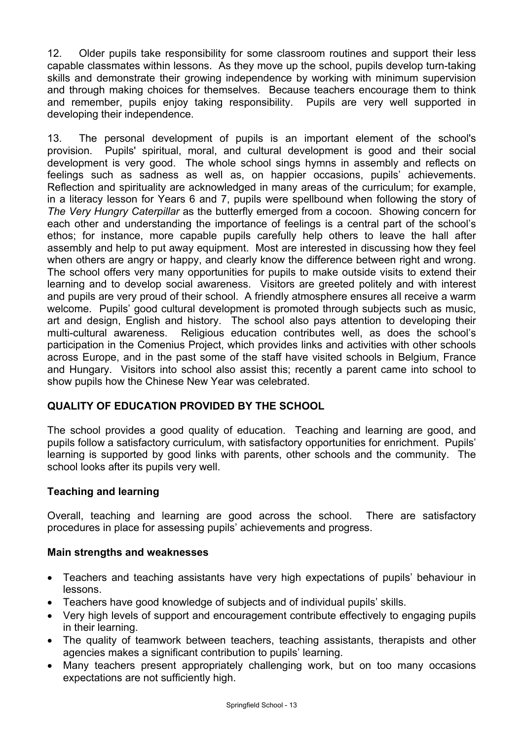12. Older pupils take responsibility for some classroom routines and support their less capable classmates within lessons. As they move up the school, pupils develop turn-taking skills and demonstrate their growing independence by working with minimum supervision and through making choices for themselves. Because teachers encourage them to think and remember, pupils enjoy taking responsibility. Pupils are very well supported in developing their independence.

13. The personal development of pupils is an important element of the school's provision. Pupils' spiritual, moral, and cultural development is good and their social development is very good. The whole school sings hymns in assembly and reflects on feelings such as sadness as well as, on happier occasions, pupils' achievements. Reflection and spirituality are acknowledged in many areas of the curriculum; for example, in a literacy lesson for Years 6 and 7, pupils were spellbound when following the story of *The Very Hungry Caterpillar* as the butterfly emerged from a cocoon. Showing concern for each other and understanding the importance of feelings is a central part of the school's ethos; for instance, more capable pupils carefully help others to leave the hall after assembly and help to put away equipment. Most are interested in discussing how they feel when others are angry or happy, and clearly know the difference between right and wrong. The school offers very many opportunities for pupils to make outside visits to extend their learning and to develop social awareness. Visitors are greeted politely and with interest and pupils are very proud of their school. A friendly atmosphere ensures all receive a warm welcome. Pupils' good cultural development is promoted through subjects such as music, art and design, English and history. The school also pays attention to developing their multi-cultural awareness. Religious education contributes well, as does the school's participation in the Comenius Project, which provides links and activities with other schools across Europe, and in the past some of the staff have visited schools in Belgium, France and Hungary. Visitors into school also assist this; recently a parent came into school to show pupils how the Chinese New Year was celebrated.

## QUALITY OF EDUCATION PROVIDED BY THE SCHOOL

The school provides a good quality of education. Teaching and learning are good, and pupils follow a satisfactory curriculum, with satisfactory opportunities for enrichment. Pupils' learning is supported by good links with parents, other schools and the community. The school looks after its pupils very well.

### Teaching and learning

Overall, teaching and learning are good across the school. There are satisfactory procedures in place for assessing pupils' achievements and progress.

#### Main strengths and weaknesses

- Teachers and teaching assistants have very high expectations of pupils' behaviour in lessons.
- Teachers have good knowledge of subjects and of individual pupils' skills.
- Very high levels of support and encouragement contribute effectively to engaging pupils in their learning.
- The quality of teamwork between teachers, teaching assistants, therapists and other agencies makes a significant contribution to pupils' learning.
- Many teachers present appropriately challenging work, but on too many occasions expectations are not sufficiently high.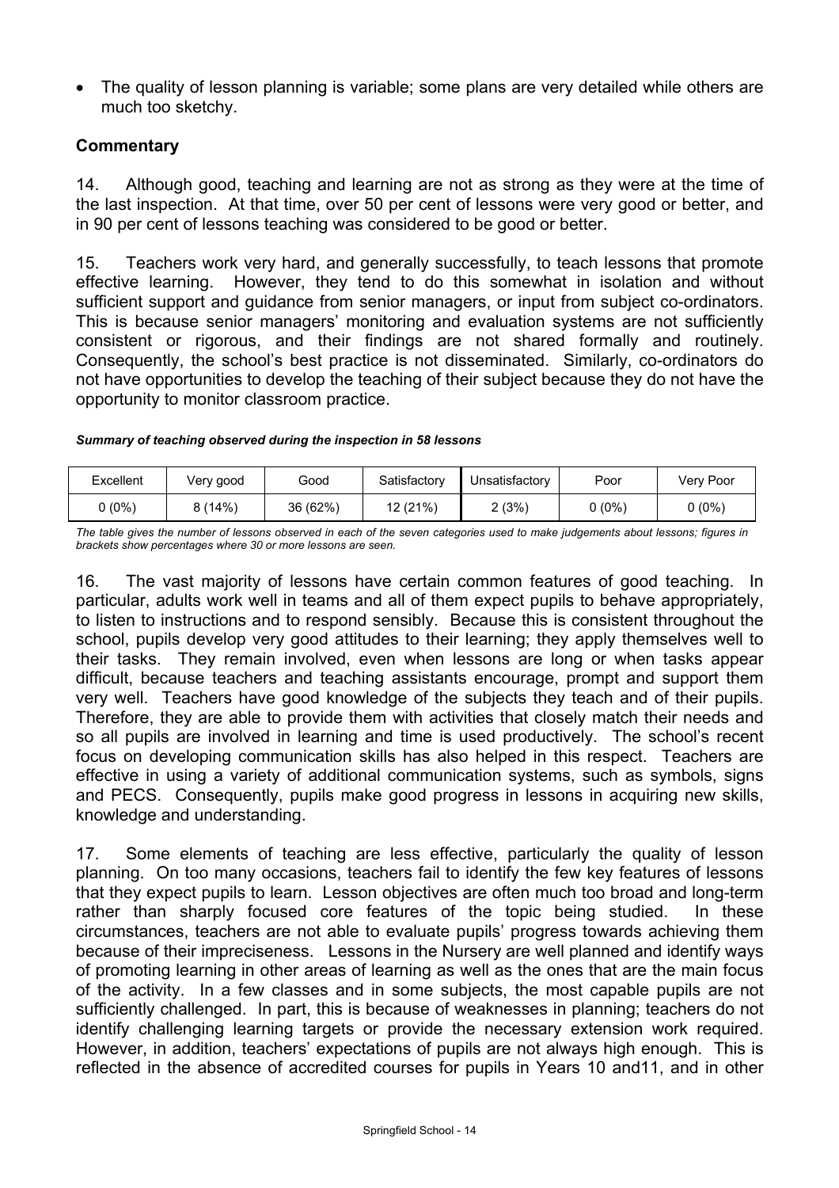- The quality of lesson planning is variable; some plans are very detailed while others are much too sketchy.

### Commentary

14. Although good, teaching and learning are not as strong as they were at the time of the last inspection. At that time, over 50 per cent of lessons were very good or better, and in 90 per cent of lessons teaching was considered to be good or better.

15. Teachers work very hard, and generally successfully, to teach lessons that promote effective learning. However, they tend to do this somewhat in isolation and without sufficient support and guidance from senior managers, or input from subject co-ordinators. This is because senior managers' monitoring and evaluation systems are not sufficiently consistent or rigorous, and their findings are not shared formally and routinely. Consequently, the school's best practice is not disseminated. Similarly, co-ordinators do not have opportunities to develop the teaching of their subject because they do not have the opportunity to monitor classroom practice.

***Summary of teaching observed during the inspection in 58 lessons***

| Excellent | Very good | Good | Satisfactory | Unsatisfactory | Poor | Very Poor |
|---|---|---|---|---|---|---|
| 0 (0%) | 8 (14%) | 36 (62%) | 12 (21%) | 2 (3%) | 0 (0%) | 0 (0%) |

*The table gives the number of lessons observed in each of the seven categories used to make judgements about lessons; figures in brackets show percentages where 30 or more lessons are seen.*

16. The vast majority of lessons have certain common features of good teaching. In particular, adults work well in teams and all of them expect pupils to behave appropriately, to listen to instructions and to respond sensibly. Because this is consistent throughout the school, pupils develop very good attitudes to their learning; they apply themselves well to their tasks. They remain involved, even when lessons are long or when tasks appear difficult, because teachers and teaching assistants encourage, prompt and support them very well. Teachers have good knowledge of the subjects they teach and of their pupils. Therefore, they are able to provide them with activities that closely match their needs and so all pupils are involved in learning and time is used productively. The school's recent focus on developing communication skills has also helped in this respect. Teachers are effective in using a variety of additional communication systems, such as symbols, signs and PECS. Consequently, pupils make good progress in lessons in acquiring new skills, knowledge and understanding.

17. Some elements of teaching are less effective, particularly the quality of lesson planning. On too many occasions, teachers fail to identify the few key features of lessons that they expect pupils to learn. Lesson objectives are often much too broad and long-term rather than sharply focused core features of the topic being studied. In these circumstances, teachers are not able to evaluate pupils' progress towards achieving them because of their impreciseness. Lessons in the Nursery are well planned and identify ways of promoting learning in other areas of learning as well as the ones that are the main focus of the activity. In a few classes and in some subjects, the most capable pupils are not sufficiently challenged. In part, this is because of weaknesses in planning; teachers do not identify challenging learning targets or provide the necessary extension work required. However, in addition, teachers' expectations of pupils are not always high enough. This is reflected in the absence of accredited courses for pupils in Years 10 and11, and in other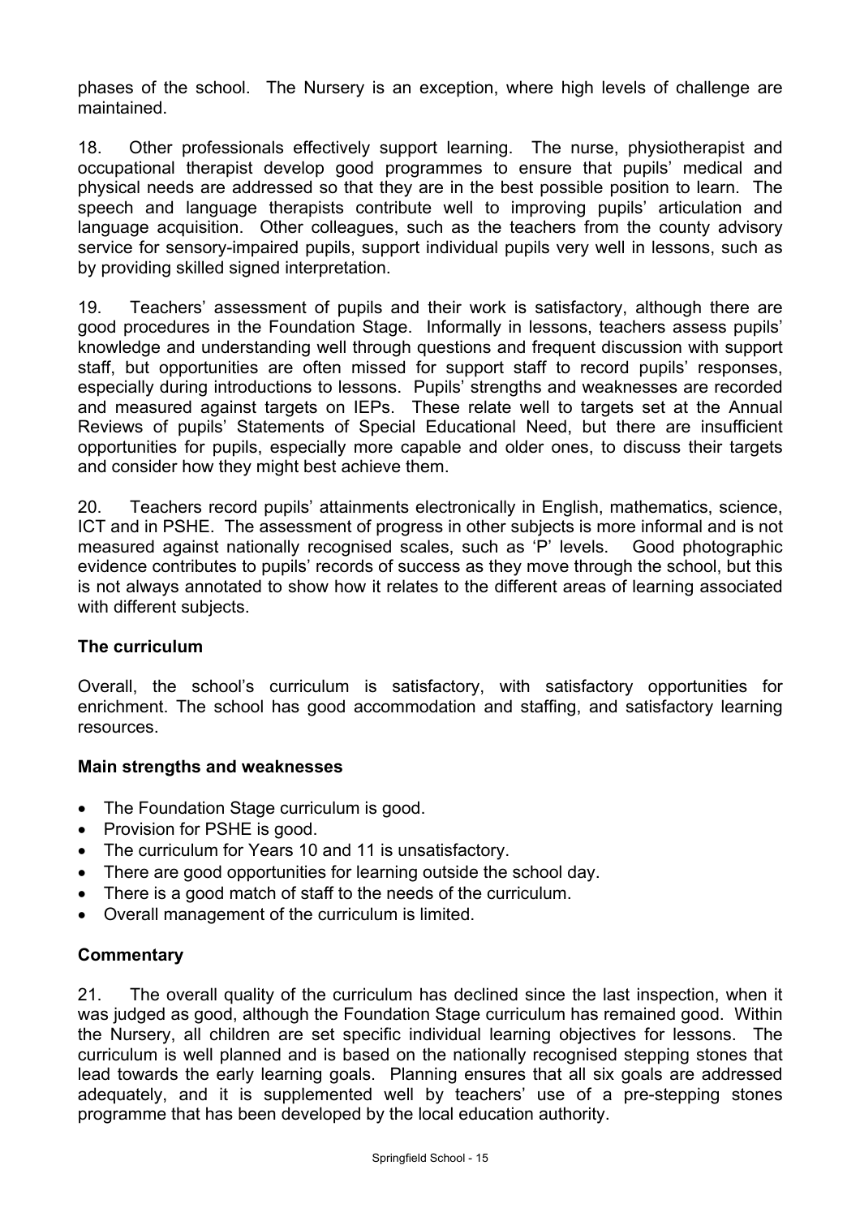phases of the school. The Nursery is an exception, where high levels of challenge are maintained.

18. Other professionals effectively support learning. The nurse, physiotherapist and occupational therapist develop good programmes to ensure that pupils' medical and physical needs are addressed so that they are in the best possible position to learn. The speech and language therapists contribute well to improving pupils' articulation and language acquisition. Other colleagues, such as the teachers from the county advisory service for sensory-impaired pupils, support individual pupils very well in lessons, such as by providing skilled signed interpretation.

19. Teachers' assessment of pupils and their work is satisfactory, although there are good procedures in the Foundation Stage. Informally in lessons, teachers assess pupils' knowledge and understanding well through questions and frequent discussion with support staff, but opportunities are often missed for support staff to record pupils' responses, especially during introductions to lessons. Pupils' strengths and weaknesses are recorded and measured against targets on IEPs. These relate well to targets set at the Annual Reviews of pupils' Statements of Special Educational Need, but there are insufficient opportunities for pupils, especially more capable and older ones, to discuss their targets and consider how they might best achieve them.

20. Teachers record pupils' attainments electronically in English, mathematics, science, ICT and in PSHE. The assessment of progress in other subjects is more informal and is not measured against nationally recognised scales, such as 'P' levels. Good photographic evidence contributes to pupils' records of success as they move through the school, but this is not always annotated to show how it relates to the different areas of learning associated with different subjects.

### The curriculum

Overall, the school's curriculum is satisfactory, with satisfactory opportunities for enrichment. The school has good accommodation and staffing, and satisfactory learning resources.

#### Main strengths and weaknesses

- The Foundation Stage curriculum is good.
- Provision for PSHE is good.
- The curriculum for Years 10 and 11 is unsatisfactory.
- There are good opportunities for learning outside the school day.
- There is a good match of staff to the needs of the curriculum.
- Overall management of the curriculum is limited.

#### Commentary

21. The overall quality of the curriculum has declined since the last inspection, when it was judged as good, although the Foundation Stage curriculum has remained good. Within the Nursery, all children are set specific individual learning objectives for lessons. The curriculum is well planned and is based on the nationally recognised stepping stones that lead towards the early learning goals. Planning ensures that all six goals are addressed adequately, and it is supplemented well by teachers' use of a pre-stepping stones programme that has been developed by the local education authority.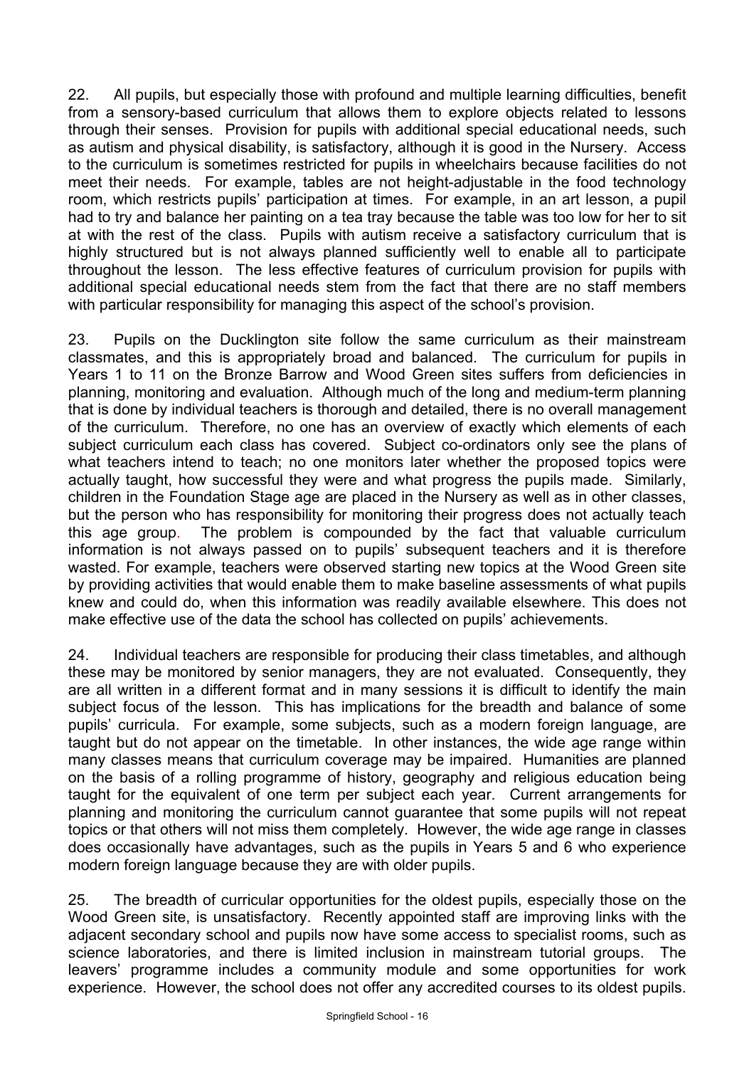22. All pupils, but especially those with profound and multiple learning difficulties, benefit from a sensory-based curriculum that allows them to explore objects related to lessons through their senses. Provision for pupils with additional special educational needs, such as autism and physical disability, is satisfactory, although it is good in the Nursery. Access to the curriculum is sometimes restricted for pupils in wheelchairs because facilities do not meet their needs. For example, tables are not height-adjustable in the food technology room, which restricts pupils' participation at times. For example, in an art lesson, a pupil had to try and balance her painting on a tea tray because the table was too low for her to sit at with the rest of the class. Pupils with autism receive a satisfactory curriculum that is highly structured but is not always planned sufficiently well to enable all to participate throughout the lesson. The less effective features of curriculum provision for pupils with additional special educational needs stem from the fact that there are no staff members with particular responsibility for managing this aspect of the school's provision.

23. Pupils on the Ducklington site follow the same curriculum as their mainstream classmates, and this is appropriately broad and balanced. The curriculum for pupils in Years 1 to 11 on the Bronze Barrow and Wood Green sites suffers from deficiencies in planning, monitoring and evaluation. Although much of the long and medium-term planning that is done by individual teachers is thorough and detailed, there is no overall management of the curriculum. Therefore, no one has an overview of exactly which elements of each subject curriculum each class has covered. Subject co-ordinators only see the plans of what teachers intend to teach; no one monitors later whether the proposed topics were actually taught, how successful they were and what progress the pupils made. Similarly, children in the Foundation Stage age are placed in the Nursery as well as in other classes, but the person who has responsibility for monitoring their progress does not actually teach this age group. The problem is compounded by the fact that valuable curriculum information is not always passed on to pupils' subsequent teachers and it is therefore wasted. For example, teachers were observed starting new topics at the Wood Green site by providing activities that would enable them to make baseline assessments of what pupils knew and could do, when this information was readily available elsewhere. This does not make effective use of the data the school has collected on pupils' achievements.

24. Individual teachers are responsible for producing their class timetables, and although these may be monitored by senior managers, they are not evaluated. Consequently, they are all written in a different format and in many sessions it is difficult to identify the main subject focus of the lesson. This has implications for the breadth and balance of some pupils' curricula. For example, some subjects, such as a modern foreign language, are taught but do not appear on the timetable. In other instances, the wide age range within many classes means that curriculum coverage may be impaired. Humanities are planned on the basis of a rolling programme of history, geography and religious education being taught for the equivalent of one term per subject each year. Current arrangements for planning and monitoring the curriculum cannot guarantee that some pupils will not repeat topics or that others will not miss them completely. However, the wide age range in classes does occasionally have advantages, such as the pupils in Years 5 and 6 who experience modern foreign language because they are with older pupils.

25. The breadth of curricular opportunities for the oldest pupils, especially those on the Wood Green site, is unsatisfactory. Recently appointed staff are improving links with the adjacent secondary school and pupils now have some access to specialist rooms, such as science laboratories, and there is limited inclusion in mainstream tutorial groups. The leavers' programme includes a community module and some opportunities for work experience. However, the school does not offer any accredited courses to its oldest pupils.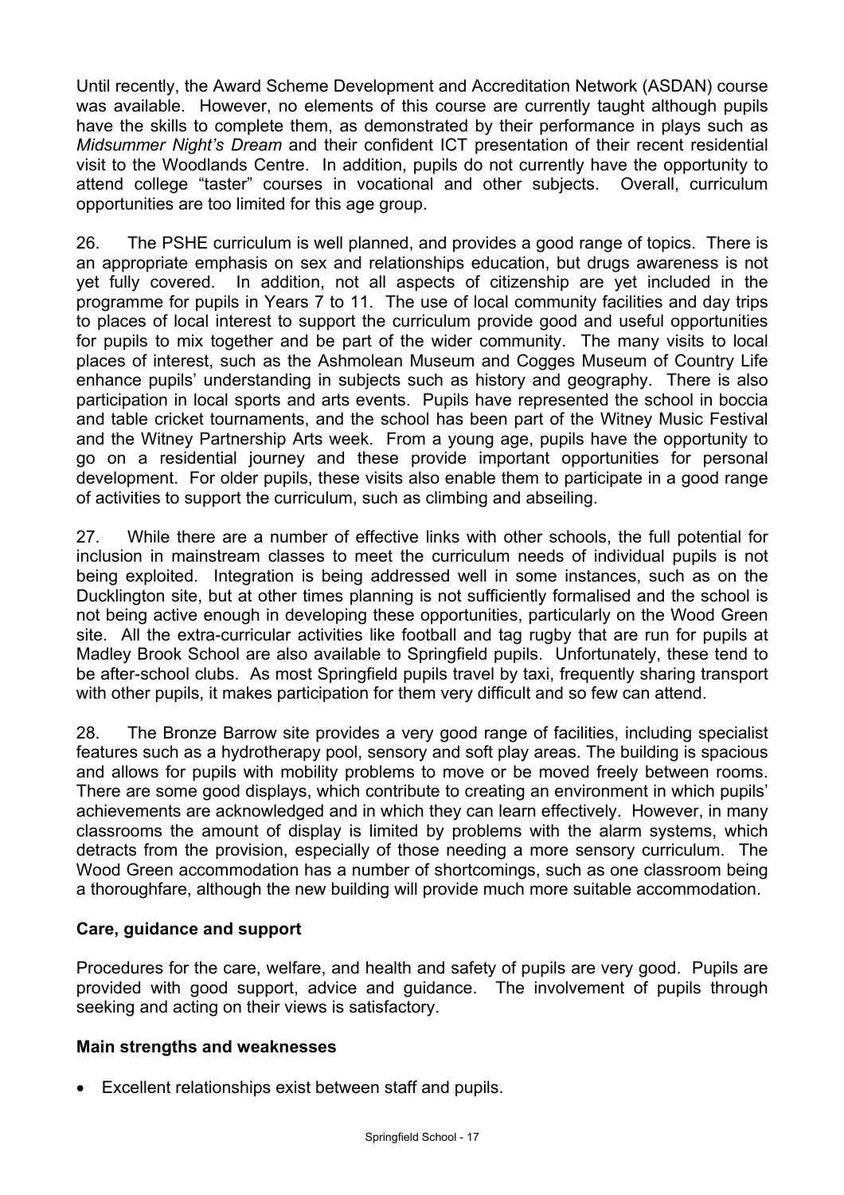Until recently, the Award Scheme Development and Accreditation Network (ASDAN) course was available. However, no elements of this course are currently taught although pupils have the skills to complete them, as demonstrated by their performance in plays such as *Midsummer Night's Dream* and their confident ICT presentation of their recent residential visit to the Woodlands Centre. In addition, pupils do not currently have the opportunity to attend college "taster" courses in vocational and other subjects. Overall, curriculum opportunities are too limited for this age group.

26. The PSHE curriculum is well planned, and provides a good range of topics. There is an appropriate emphasis on sex and relationships education, but drugs awareness is not yet fully covered. In addition, not all aspects of citizenship are yet included in the programme for pupils in Years 7 to 11. The use of local community facilities and day trips to places of local interest to support the curriculum provide good and useful opportunities for pupils to mix together and be part of the wider community. The many visits to local places of interest, such as the Ashmolean Museum and Cogges Museum of Country Life enhance pupils' understanding in subjects such as history and geography. There is also participation in local sports and arts events. Pupils have represented the school in boccia and table cricket tournaments, and the school has been part of the Witney Music Festival and the Witney Partnership Arts week. From a young age, pupils have the opportunity to go on a residential journey and these provide important opportunities for personal development. For older pupils, these visits also enable them to participate in a good range of activities to support the curriculum, such as climbing and abseiling.

27. While there are a number of effective links with other schools, the full potential for inclusion in mainstream classes to meet the curriculum needs of individual pupils is not being exploited. Integration is being addressed well in some instances, such as on the Ducklington site, but at other times planning is not sufficiently formalised and the school is not being active enough in developing these opportunities, particularly on the Wood Green site. All the extra-curricular activities like football and tag rugby that are run for pupils at Madley Brook School are also available to Springfield pupils. Unfortunately, these tend to be after-school clubs. As most Springfield pupils travel by taxi, frequently sharing transport with other pupils, it makes participation for them very difficult and so few can attend.

28. The Bronze Barrow site provides a very good range of facilities, including specialist features such as a hydrotherapy pool, sensory and soft play areas. The building is spacious and allows for pupils with mobility problems to move or be moved freely between rooms. There are some good displays, which contribute to creating an environment in which pupils' achievements are acknowledged and in which they can learn effectively. However, in many classrooms the amount of display is limited by problems with the alarm systems, which detracts from the provision, especially of those needing a more sensory curriculum. The Wood Green accommodation has a number of shortcomings, such as one classroom being a thoroughfare, although the new building will provide much more suitable accommodation.

### Care, guidance and support

Procedures for the care, welfare, and health and safety of pupils are very good. Pupils are provided with good support, advice and guidance. The involvement of pupils through seeking and acting on their views is satisfactory.

### Main strengths and weaknesses

- Excellent relationships exist between staff and pupils.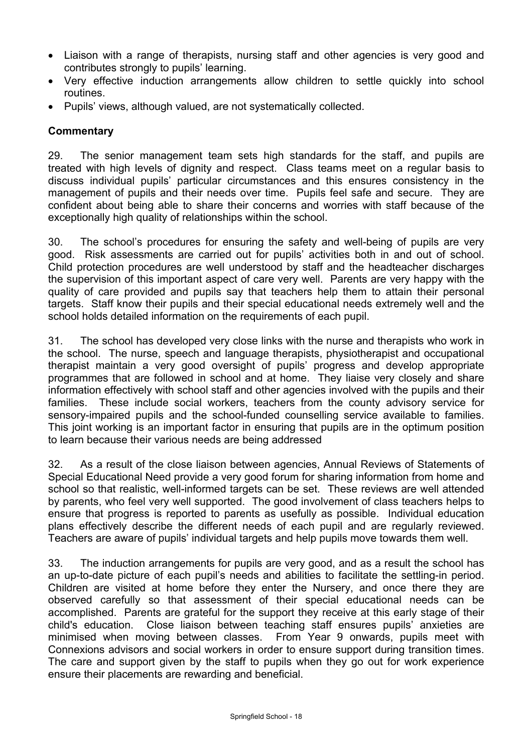- Liaison with a range of therapists, nursing staff and other agencies is very good and contributes strongly to pupils' learning.
- Very effective induction arrangements allow children to settle quickly into school routines.
- Pupils' views, although valued, are not systematically collected.

**Commentary**

29. The senior management team sets high standards for the staff, and pupils are treated with high levels of dignity and respect. Class teams meet on a regular basis to discuss individual pupils' particular circumstances and this ensures consistency in the management of pupils and their needs over time. Pupils feel safe and secure. They are confident about being able to share their concerns and worries with staff because of the exceptionally high quality of relationships within the school.

30. The school's procedures for ensuring the safety and well-being of pupils are very good. Risk assessments are carried out for pupils' activities both in and out of school. Child protection procedures are well understood by staff and the headteacher discharges the supervision of this important aspect of care very well. Parents are very happy with the quality of care provided and pupils say that teachers help them to attain their personal targets. Staff know their pupils and their special educational needs extremely well and the school holds detailed information on the requirements of each pupil.

31. The school has developed very close links with the nurse and therapists who work in the school. The nurse, speech and language therapists, physiotherapist and occupational therapist maintain a very good oversight of pupils' progress and develop appropriate programmes that are followed in school and at home. They liaise very closely and share information effectively with school staff and other agencies involved with the pupils and their families. These include social workers, teachers from the county advisory service for sensory-impaired pupils and the school-funded counselling service available to families. This joint working is an important factor in ensuring that pupils are in the optimum position to learn because their various needs are being addressed

32. As a result of the close liaison between agencies, Annual Reviews of Statements of Special Educational Need provide a very good forum for sharing information from home and school so that realistic, well-informed targets can be set. These reviews are well attended by parents, who feel very well supported. The good involvement of class teachers helps to ensure that progress is reported to parents as usefully as possible. Individual education plans effectively describe the different needs of each pupil and are regularly reviewed. Teachers are aware of pupils' individual targets and help pupils move towards them well.

33. The induction arrangements for pupils are very good, and as a result the school has an up-to-date picture of each pupil's needs and abilities to facilitate the settling-in period. Children are visited at home before they enter the Nursery, and once there they are observed carefully so that assessment of their special educational needs can be accomplished. Parents are grateful for the support they receive at this early stage of their child's education. Close liaison between teaching staff ensures pupils' anxieties are minimised when moving between classes. From Year 9 onwards, pupils meet with Connexions advisors and social workers in order to ensure support during transition times. The care and support given by the staff to pupils when they go out for work experience ensure their placements are rewarding and beneficial.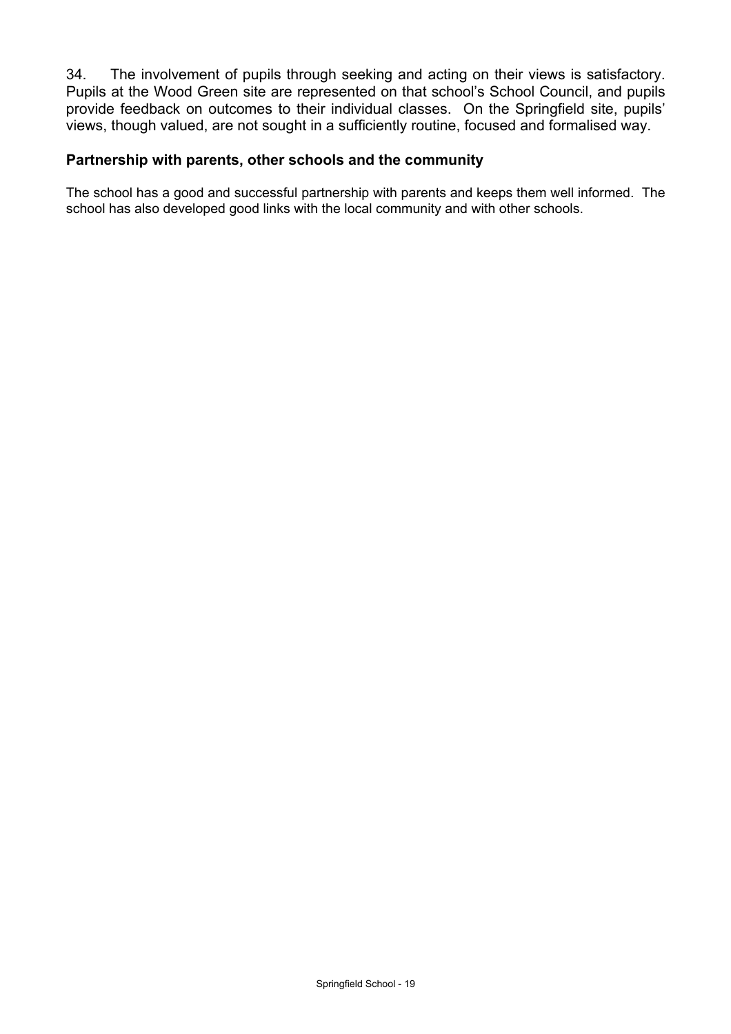34. The involvement of pupils through seeking and acting on their views is satisfactory. Pupils at the Wood Green site are represented on that school's School Council, and pupils provide feedback on outcomes to their individual classes. On the Springfield site, pupils' views, though valued, are not sought in a sufficiently routine, focused and formalised way.

### Partnership with parents, other schools and the community

The school has a good and successful partnership with parents and keeps them well informed. The school has also developed good links with the local community and with other schools.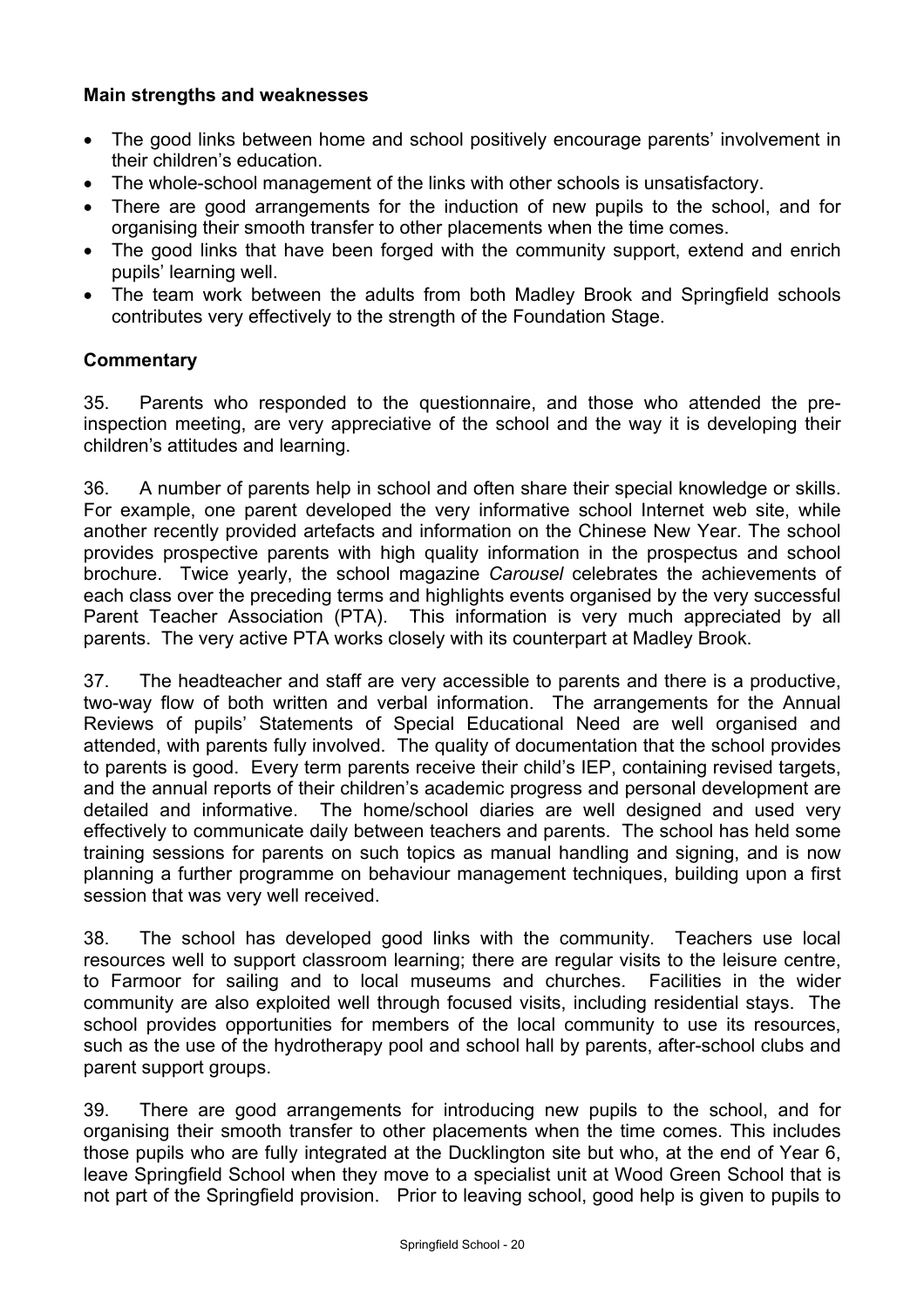**Main strengths and weaknesses**

- The good links between home and school positively encourage parents' involvement in their children's education.
- The whole-school management of the links with other schools is unsatisfactory.
- There are good arrangements for the induction of new pupils to the school, and for organising their smooth transfer to other placements when the time comes.
- The good links that have been forged with the community support, extend and enrich pupils' learning well.
- The team work between the adults from both Madley Brook and Springfield schools contributes very effectively to the strength of the Foundation Stage.

**Commentary**

35. Parents who responded to the questionnaire, and those who attended the pre-inspection meeting, are very appreciative of the school and the way it is developing their children's attitudes and learning.

36. A number of parents help in school and often share their special knowledge or skills. For example, one parent developed the very informative school Internet web site, while another recently provided artefacts and information on the Chinese New Year. The school provides prospective parents with high quality information in the prospectus and school brochure. Twice yearly, the school magazine *Carousel* celebrates the achievements of each class over the preceding terms and highlights events organised by the very successful Parent Teacher Association (PTA). This information is very much appreciated by all parents. The very active PTA works closely with its counterpart at Madley Brook.

37. The headteacher and staff are very accessible to parents and there is a productive, two-way flow of both written and verbal information. The arrangements for the Annual Reviews of pupils' Statements of Special Educational Need are well organised and attended, with parents fully involved. The quality of documentation that the school provides to parents is good. Every term parents receive their child's IEP, containing revised targets, and the annual reports of their children's academic progress and personal development are detailed and informative. The home/school diaries are well designed and used very effectively to communicate daily between teachers and parents. The school has held some training sessions for parents on such topics as manual handling and signing, and is now planning a further programme on behaviour management techniques, building upon a first session that was very well received.

38. The school has developed good links with the community. Teachers use local resources well to support classroom learning; there are regular visits to the leisure centre, to Farmoor for sailing and to local museums and churches. Facilities in the wider community are also exploited well through focused visits, including residential stays. The school provides opportunities for members of the local community to use its resources, such as the use of the hydrotherapy pool and school hall by parents, after-school clubs and parent support groups.

39. There are good arrangements for introducing new pupils to the school, and for organising their smooth transfer to other placements when the time comes. This includes those pupils who are fully integrated at the Ducklington site but who, at the end of Year 6, leave Springfield School when they move to a specialist unit at Wood Green School that is not part of the Springfield provision. Prior to leaving school, good help is given to pupils to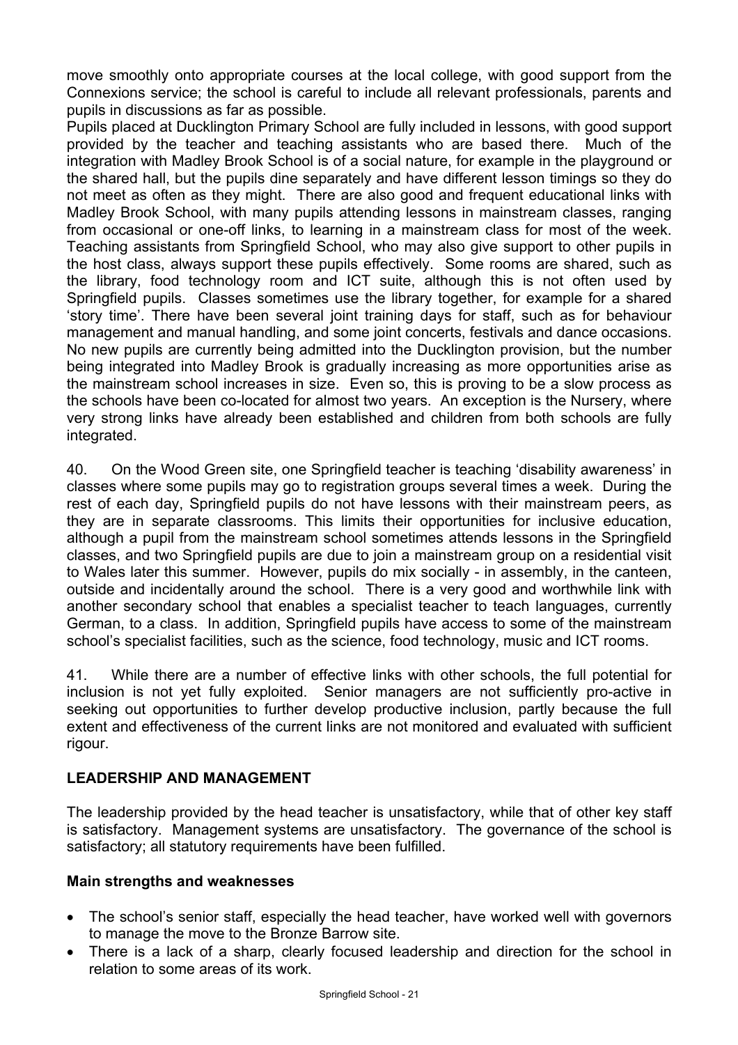move smoothly onto appropriate courses at the local college, with good support from the Connexions service; the school is careful to include all relevant professionals, parents and pupils in discussions as far as possible.

Pupils placed at Ducklington Primary School are fully included in lessons, with good support provided by the teacher and teaching assistants who are based there. Much of the integration with Madley Brook School is of a social nature, for example in the playground or the shared hall, but the pupils dine separately and have different lesson timings so they do not meet as often as they might. There are also good and frequent educational links with Madley Brook School, with many pupils attending lessons in mainstream classes, ranging from occasional or one-off links, to learning in a mainstream class for most of the week. Teaching assistants from Springfield School, who may also give support to other pupils in the host class, always support these pupils effectively. Some rooms are shared, such as the library, food technology room and ICT suite, although this is not often used by Springfield pupils. Classes sometimes use the library together, for example for a shared 'story time'. There have been several joint training days for staff, such as for behaviour management and manual handling, and some joint concerts, festivals and dance occasions. No new pupils are currently being admitted into the Ducklington provision, but the number being integrated into Madley Brook is gradually increasing as more opportunities arise as the mainstream school increases in size. Even so, this is proving to be a slow process as the schools have been co-located for almost two years. An exception is the Nursery, where very strong links have already been established and children from both schools are fully integrated.

40. On the Wood Green site, one Springfield teacher is teaching 'disability awareness' in classes where some pupils may go to registration groups several times a week. During the rest of each day, Springfield pupils do not have lessons with their mainstream peers, as they are in separate classrooms. This limits their opportunities for inclusive education, although a pupil from the mainstream school sometimes attends lessons in the Springfield classes, and two Springfield pupils are due to join a mainstream group on a residential visit to Wales later this summer. However, pupils do mix socially - in assembly, in the canteen, outside and incidentally around the school. There is a very good and worthwhile link with another secondary school that enables a specialist teacher to teach languages, currently German, to a class. In addition, Springfield pupils have access to some of the mainstream school's specialist facilities, such as the science, food technology, music and ICT rooms.

41. While there are a number of effective links with other schools, the full potential for inclusion is not yet fully exploited. Senior managers are not sufficiently pro-active in seeking out opportunities to further develop productive inclusion, partly because the full extent and effectiveness of the current links are not monitored and evaluated with sufficient rigour.

## LEADERSHIP AND MANAGEMENT

The leadership provided by the head teacher is unsatisfactory, while that of other key staff is satisfactory. Management systems are unsatisfactory. The governance of the school is satisfactory; all statutory requirements have been fulfilled.

### Main strengths and weaknesses

- The school's senior staff, especially the head teacher, have worked well with governors to manage the move to the Bronze Barrow site.
- There is a lack of a sharp, clearly focused leadership and direction for the school in relation to some areas of its work.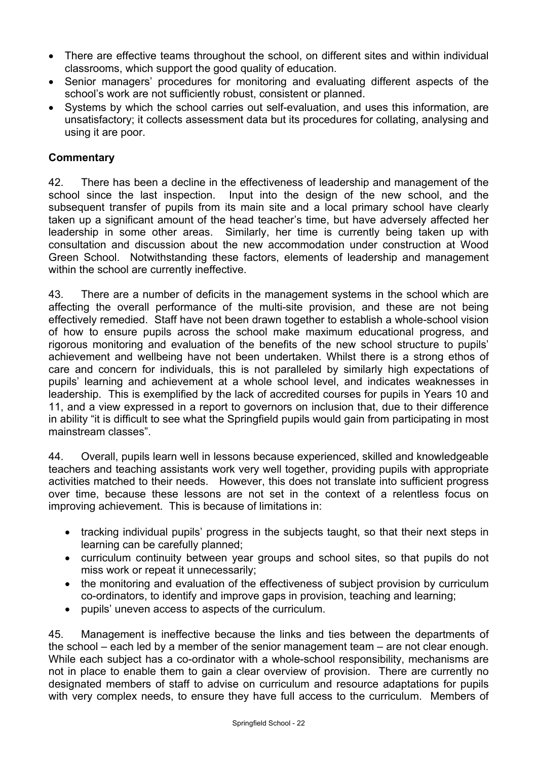- There are effective teams throughout the school, on different sites and within individual classrooms, which support the good quality of education.
- Senior managers' procedures for monitoring and evaluating different aspects of the school's work are not sufficiently robust, consistent or planned.
- Systems by which the school carries out self-evaluation, and uses this information, are unsatisfactory; it collects assessment data but its procedures for collating, analysing and using it are poor.

### Commentary

42. There has been a decline in the effectiveness of leadership and management of the school since the last inspection. Input into the design of the new school, and the subsequent transfer of pupils from its main site and a local primary school have clearly taken up a significant amount of the head teacher's time, but have adversely affected her leadership in some other areas. Similarly, her time is currently being taken up with consultation and discussion about the new accommodation under construction at Wood Green School. Notwithstanding these factors, elements of leadership and management within the school are currently ineffective.

43. There are a number of deficits in the management systems in the school which are affecting the overall performance of the multi-site provision, and these are not being effectively remedied. Staff have not been drawn together to establish a whole-school vision of how to ensure pupils across the school make maximum educational progress, and rigorous monitoring and evaluation of the benefits of the new school structure to pupils' achievement and wellbeing have not been undertaken. Whilst there is a strong ethos of care and concern for individuals, this is not paralleled by similarly high expectations of pupils' learning and achievement at a whole school level, and indicates weaknesses in leadership. This is exemplified by the lack of accredited courses for pupils in Years 10 and 11, and a view expressed in a report to governors on inclusion that, due to their difference in ability "it is difficult to see what the Springfield pupils would gain from participating in most mainstream classes".

44. Overall, pupils learn well in lessons because experienced, skilled and knowledgeable teachers and teaching assistants work very well together, providing pupils with appropriate activities matched to their needs. However, this does not translate into sufficient progress over time, because these lessons are not set in the context of a relentless focus on improving achievement. This is because of limitations in:

- tracking individual pupils' progress in the subjects taught, so that their next steps in learning can be carefully planned;
- curriculum continuity between year groups and school sites, so that pupils do not miss work or repeat it unnecessarily;
- the monitoring and evaluation of the effectiveness of subject provision by curriculum co-ordinators, to identify and improve gaps in provision, teaching and learning;
- pupils' uneven access to aspects of the curriculum.

45. Management is ineffective because the links and ties between the departments of the school – each led by a member of the senior management team – are not clear enough. While each subject has a co-ordinator with a whole-school responsibility, mechanisms are not in place to enable them to gain a clear overview of provision. There are currently no designated members of staff to advise on curriculum and resource adaptations for pupils with very complex needs, to ensure they have full access to the curriculum. Members of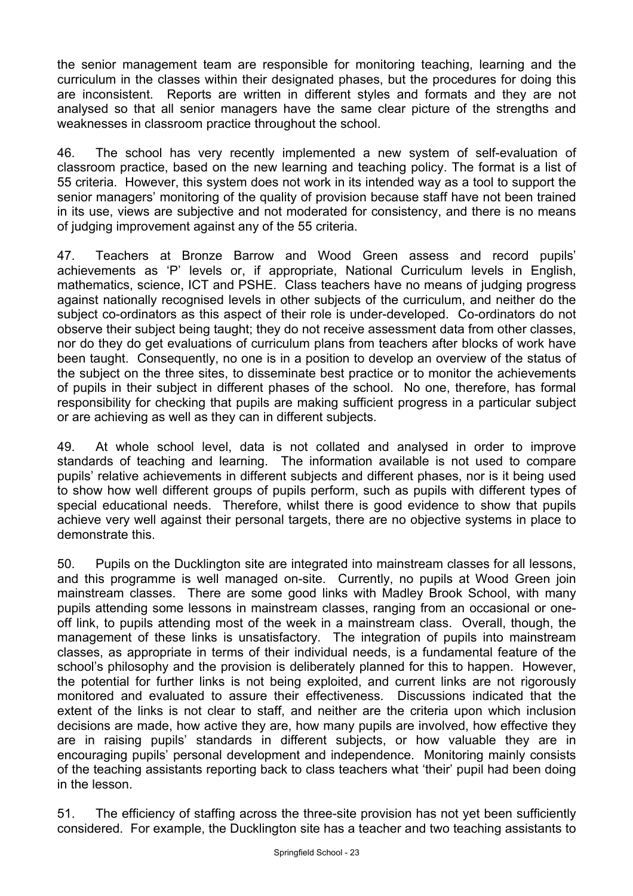the senior management team are responsible for monitoring teaching, learning and the curriculum in the classes within their designated phases, but the procedures for doing this are inconsistent. Reports are written in different styles and formats and they are not analysed so that all senior managers have the same clear picture of the strengths and weaknesses in classroom practice throughout the school.

46. The school has very recently implemented a new system of self-evaluation of classroom practice, based on the new learning and teaching policy. The format is a list of 55 criteria. However, this system does not work in its intended way as a tool to support the senior managers' monitoring of the quality of provision because staff have not been trained in its use, views are subjective and not moderated for consistency, and there is no means of judging improvement against any of the 55 criteria.

47. Teachers at Bronze Barrow and Wood Green assess and record pupils' achievements as 'P' levels or, if appropriate, National Curriculum levels in English, mathematics, science, ICT and PSHE. Class teachers have no means of judging progress against nationally recognised levels in other subjects of the curriculum, and neither do the subject co-ordinators as this aspect of their role is under-developed. Co-ordinators do not observe their subject being taught; they do not receive assessment data from other classes, nor do they do get evaluations of curriculum plans from teachers after blocks of work have been taught. Consequently, no one is in a position to develop an overview of the status of the subject on the three sites, to disseminate best practice or to monitor the achievements of pupils in their subject in different phases of the school. No one, therefore, has formal responsibility for checking that pupils are making sufficient progress in a particular subject or are achieving as well as they can in different subjects.

49. At whole school level, data is not collated and analysed in order to improve standards of teaching and learning. The information available is not used to compare pupils' relative achievements in different subjects and different phases, nor is it being used to show how well different groups of pupils perform, such as pupils with different types of special educational needs. Therefore, whilst there is good evidence to show that pupils achieve very well against their personal targets, there are no objective systems in place to demonstrate this.

50. Pupils on the Ducklington site are integrated into mainstream classes for all lessons, and this programme is well managed on-site. Currently, no pupils at Wood Green join mainstream classes. There are some good links with Madley Brook School, with many pupils attending some lessons in mainstream classes, ranging from an occasional or one-off link, to pupils attending most of the week in a mainstream class. Overall, though, the management of these links is unsatisfactory. The integration of pupils into mainstream classes, as appropriate in terms of their individual needs, is a fundamental feature of the school's philosophy and the provision is deliberately planned for this to happen. However, the potential for further links is not being exploited, and current links are not rigorously monitored and evaluated to assure their effectiveness. Discussions indicated that the extent of the links is not clear to staff, and neither are the criteria upon which inclusion decisions are made, how active they are, how many pupils are involved, how effective they are in raising pupils' standards in different subjects, or how valuable they are in encouraging pupils' personal development and independence. Monitoring mainly consists of the teaching assistants reporting back to class teachers what 'their' pupil had been doing in the lesson.

51. The efficiency of staffing across the three-site provision has not yet been sufficiently considered. For example, the Ducklington site has a teacher and two teaching assistants to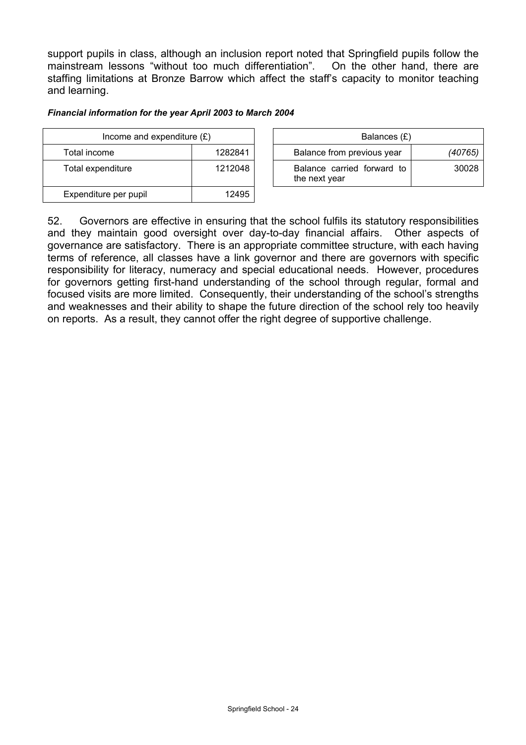support pupils in class, although an inclusion report noted that Springfield pupils follow the mainstream lessons "without too much differentiation". On the other hand, there are staffing limitations at Bronze Barrow which affect the staff's capacity to monitor teaching and learning.

***Financial information for the year April 2003 to March 2004***

| Income and expenditure (£) | |
|---|---|
| Total income | 1282841 |
| Total expenditure | 1212048 |
| Expenditure per pupil | 12495 |

| Balances (£) | |
|---|---|
| Balance from previous year | *(40765)* |
| Balance carried forward to the next year | 30028 |

52. Governors are effective in ensuring that the school fulfils its statutory responsibilities and they maintain good oversight over day-to-day financial affairs. Other aspects of governance are satisfactory. There is an appropriate committee structure, with each having terms of reference, all classes have a link governor and there are governors with specific responsibility for literacy, numeracy and special educational needs. However, procedures for governors getting first-hand understanding of the school through regular, formal and focused visits are more limited. Consequently, their understanding of the school's strengths and weaknesses and their ability to shape the future direction of the school rely too heavily on reports. As a result, they cannot offer the right degree of supportive challenge.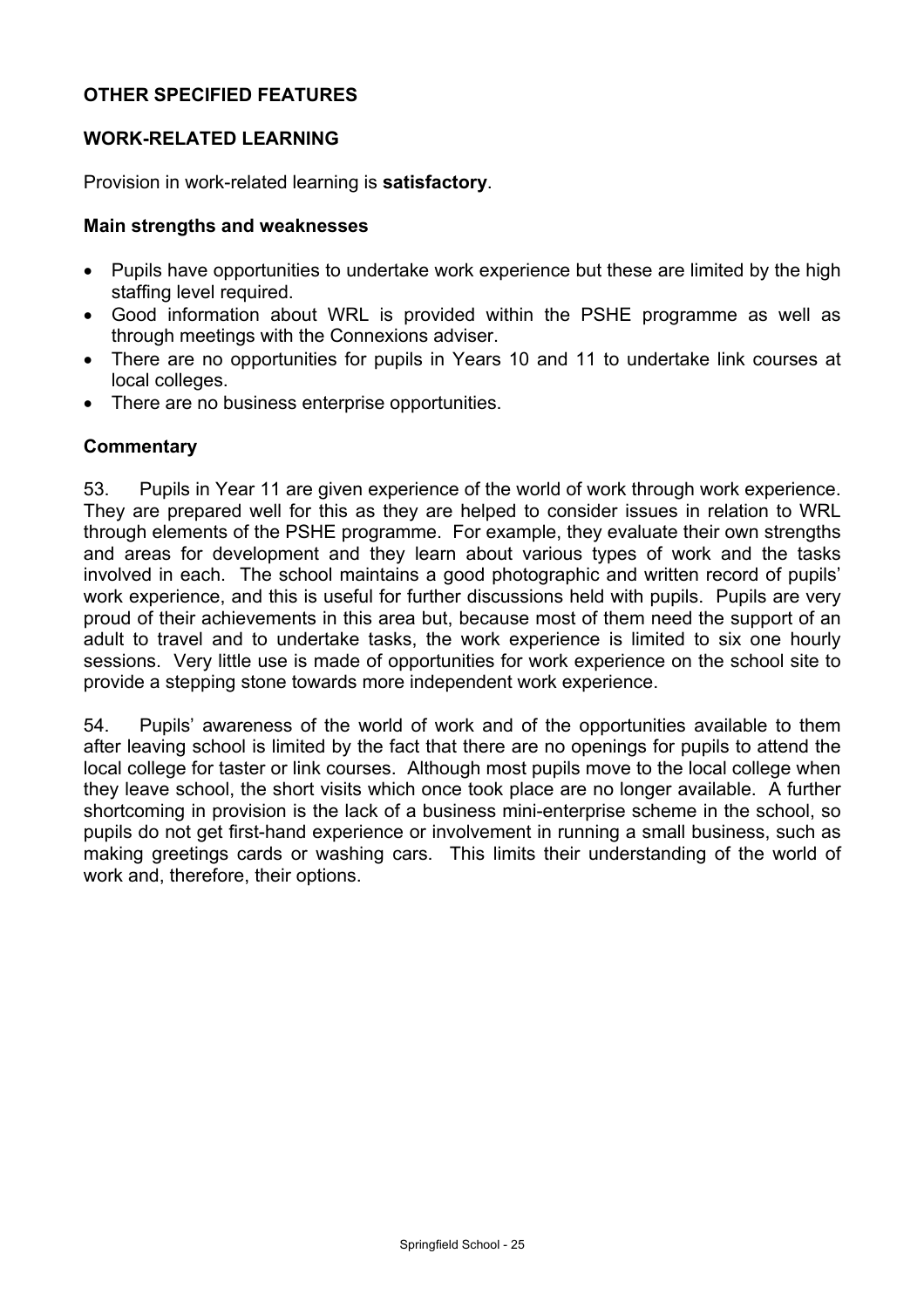## OTHER SPECIFIED FEATURES

### WORK-RELATED LEARNING

Provision in work-related learning is **satisfactory**.

#### Main strengths and weaknesses

- Pupils have opportunities to undertake work experience but these are limited by the high staffing level required.
- Good information about WRL is provided within the PSHE programme as well as through meetings with the Connexions adviser.
- There are no opportunities for pupils in Years 10 and 11 to undertake link courses at local colleges.
- There are no business enterprise opportunities.

#### Commentary

53. Pupils in Year 11 are given experience of the world of work through work experience. They are prepared well for this as they are helped to consider issues in relation to WRL through elements of the PSHE programme. For example, they evaluate their own strengths and areas for development and they learn about various types of work and the tasks involved in each. The school maintains a good photographic and written record of pupils' work experience, and this is useful for further discussions held with pupils. Pupils are very proud of their achievements in this area but, because most of them need the support of an adult to travel and to undertake tasks, the work experience is limited to six one hourly sessions. Very little use is made of opportunities for work experience on the school site to provide a stepping stone towards more independent work experience.

54. Pupils' awareness of the world of work and of the opportunities available to them after leaving school is limited by the fact that there are no openings for pupils to attend the local college for taster or link courses. Although most pupils move to the local college when they leave school, the short visits which once took place are no longer available. A further shortcoming in provision is the lack of a business mini-enterprise scheme in the school, so pupils do not get first-hand experience or involvement in running a small business, such as making greetings cards or washing cars. This limits their understanding of the world of work and, therefore, their options.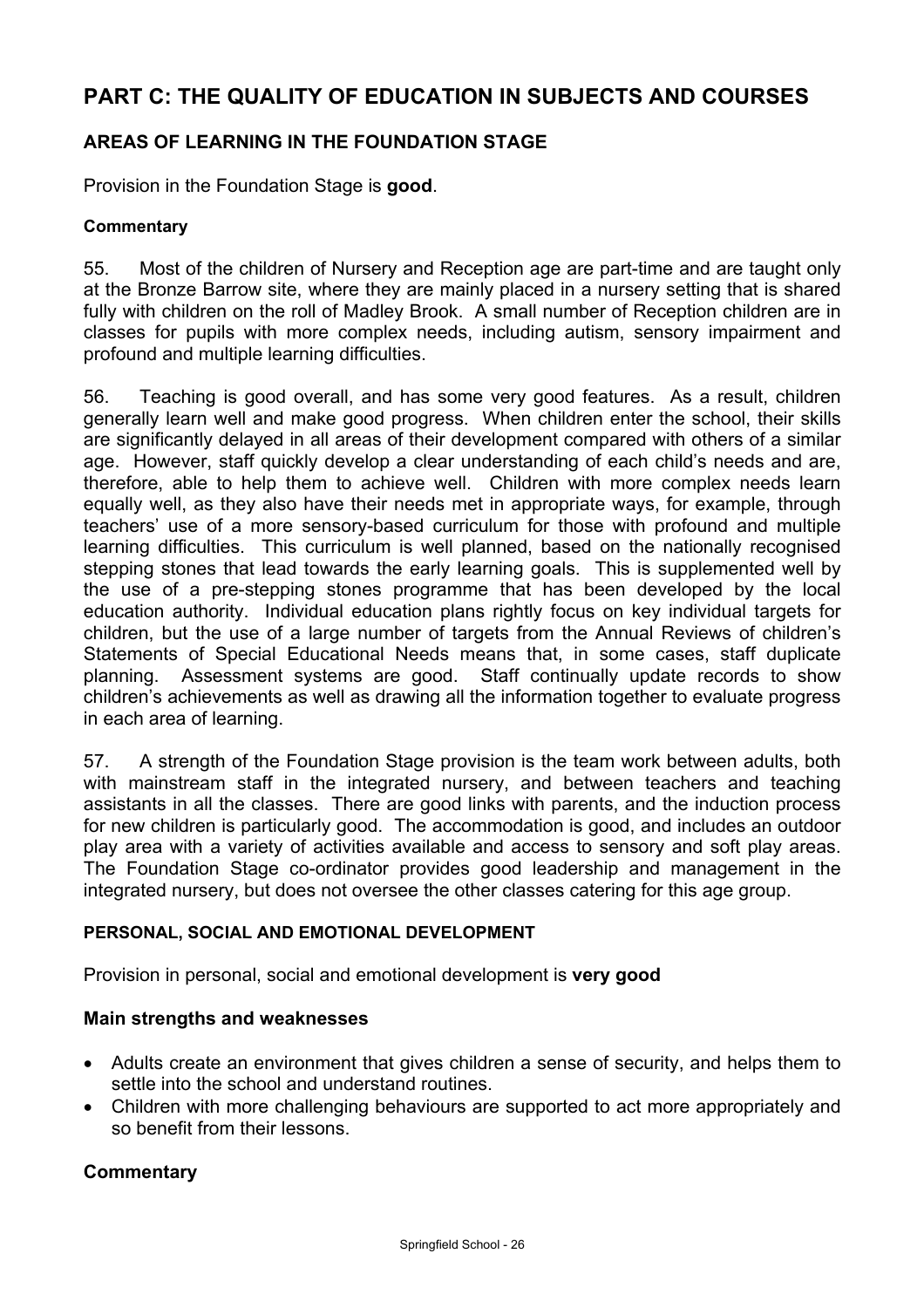# PART C: THE QUALITY OF EDUCATION IN SUBJECTS AND COURSES

## AREAS OF LEARNING IN THE FOUNDATION STAGE

Provision in the Foundation Stage is **good**.

#### Commentary

55. Most of the children of Nursery and Reception age are part-time and are taught only at the Bronze Barrow site, where they are mainly placed in a nursery setting that is shared fully with children on the roll of Madley Brook. A small number of Reception children are in classes for pupils with more complex needs, including autism, sensory impairment and profound and multiple learning difficulties.

56. Teaching is good overall, and has some very good features. As a result, children generally learn well and make good progress. When children enter the school, their skills are significantly delayed in all areas of their development compared with others of a similar age. However, staff quickly develop a clear understanding of each child's needs and are, therefore, able to help them to achieve well. Children with more complex needs learn equally well, as they also have their needs met in appropriate ways, for example, through teachers' use of a more sensory-based curriculum for those with profound and multiple learning difficulties. This curriculum is well planned, based on the nationally recognised stepping stones that lead towards the early learning goals. This is supplemented well by the use of a pre-stepping stones programme that has been developed by the local education authority. Individual education plans rightly focus on key individual targets for children, but the use of a large number of targets from the Annual Reviews of children's Statements of Special Educational Needs means that, in some cases, staff duplicate planning. Assessment systems are good. Staff continually update records to show children's achievements as well as drawing all the information together to evaluate progress in each area of learning.

57. A strength of the Foundation Stage provision is the team work between adults, both with mainstream staff in the integrated nursery, and between teachers and teaching assistants in all the classes. There are good links with parents, and the induction process for new children is particularly good. The accommodation is good, and includes an outdoor play area with a variety of activities available and access to sensory and soft play areas. The Foundation Stage co-ordinator provides good leadership and management in the integrated nursery, but does not oversee the other classes catering for this age group.

#### PERSONAL, SOCIAL AND EMOTIONAL DEVELOPMENT

Provision in personal, social and emotional development is **very good**

### Main strengths and weaknesses

- Adults create an environment that gives children a sense of security, and helps them to settle into the school and understand routines.
- Children with more challenging behaviours are supported to act more appropriately and so benefit from their lessons.

### Commentary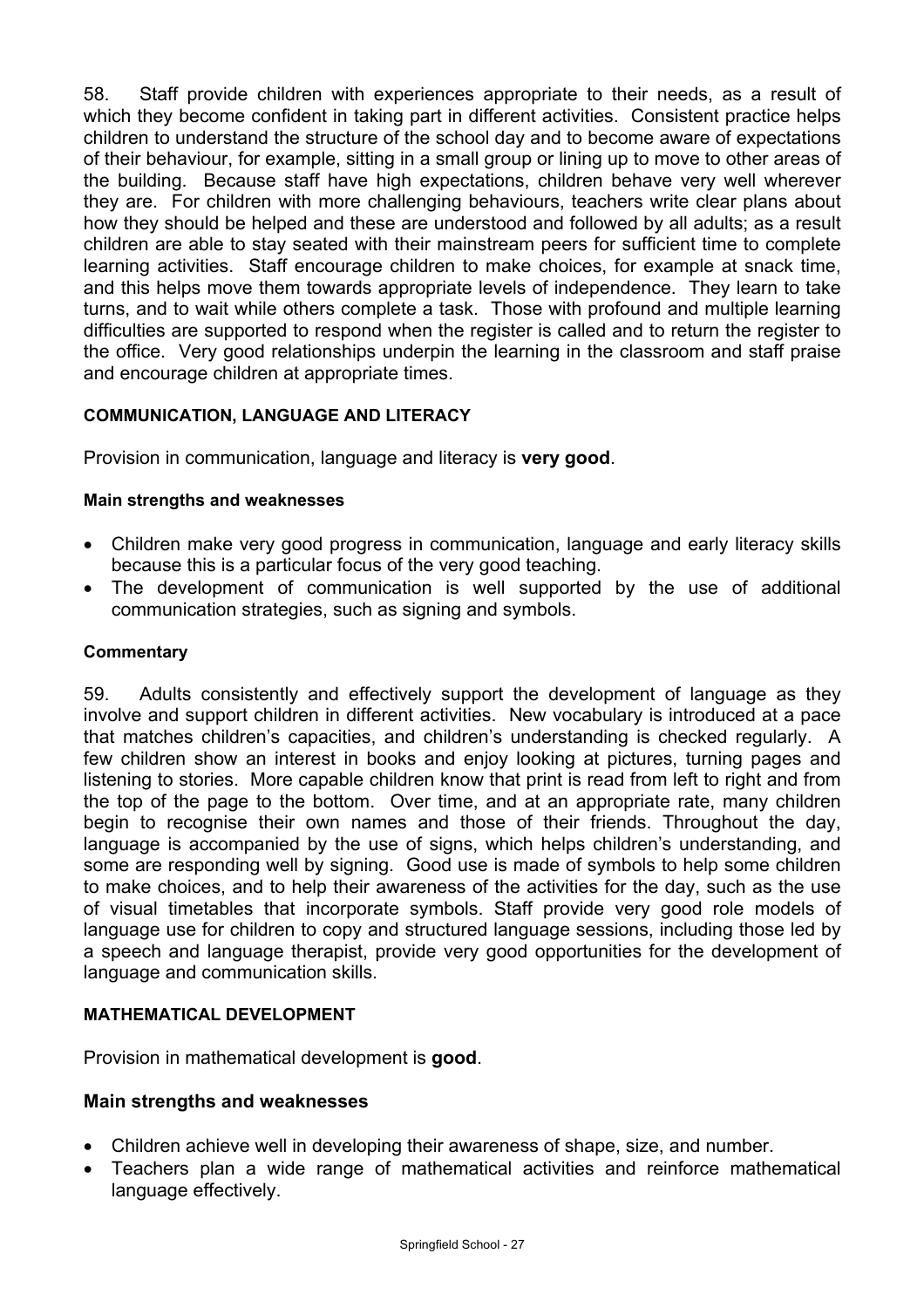58. Staff provide children with experiences appropriate to their needs, as a result of which they become confident in taking part in different activities. Consistent practice helps children to understand the structure of the school day and to become aware of expectations of their behaviour, for example, sitting in a small group or lining up to move to other areas of the building. Because staff have high expectations, children behave very well wherever they are. For children with more challenging behaviours, teachers write clear plans about how they should be helped and these are understood and followed by all adults; as a result children are able to stay seated with their mainstream peers for sufficient time to complete learning activities. Staff encourage children to make choices, for example at snack time, and this helps move them towards appropriate levels of independence. They learn to take turns, and to wait while others complete a task. Those with profound and multiple learning difficulties are supported to respond when the register is called and to return the register to the office. Very good relationships underpin the learning in the classroom and staff praise and encourage children at appropriate times.

### COMMUNICATION, LANGUAGE AND LITERACY

Provision in communication, language and literacy is **very good**.

#### Main strengths and weaknesses

- Children make very good progress in communication, language and early literacy skills because this is a particular focus of the very good teaching.
- The development of communication is well supported by the use of additional communication strategies, such as signing and symbols.

#### Commentary

59. Adults consistently and effectively support the development of language as they involve and support children in different activities. New vocabulary is introduced at a pace that matches children's capacities, and children's understanding is checked regularly. A few children show an interest in books and enjoy looking at pictures, turning pages and listening to stories. More capable children know that print is read from left to right and from the top of the page to the bottom. Over time, and at an appropriate rate, many children begin to recognise their own names and those of their friends. Throughout the day, language is accompanied by the use of signs, which helps children's understanding, and some are responding well by signing. Good use is made of symbols to help some children to make choices, and to help their awareness of the activities for the day, such as the use of visual timetables that incorporate symbols. Staff provide very good role models of language use for children to copy and structured language sessions, including those led by a speech and language therapist, provide very good opportunities for the development of language and communication skills.

### MATHEMATICAL DEVELOPMENT

Provision in mathematical development is **good**.

#### Main strengths and weaknesses

- Children achieve well in developing their awareness of shape, size, and number.
- Teachers plan a wide range of mathematical activities and reinforce mathematical language effectively.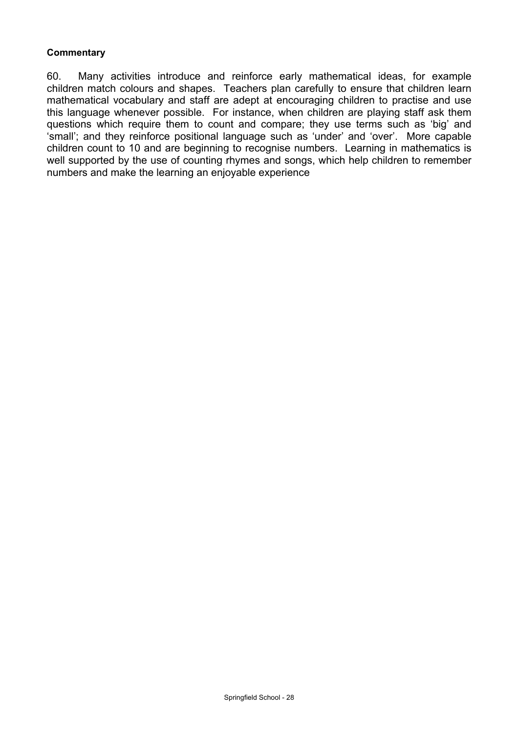**Commentary**

60. Many activities introduce and reinforce early mathematical ideas, for example children match colours and shapes. Teachers plan carefully to ensure that children learn mathematical vocabulary and staff are adept at encouraging children to practise and use this language whenever possible. For instance, when children are playing staff ask them questions which require them to count and compare; they use terms such as 'big' and 'small'; and they reinforce positional language such as 'under' and 'over'. More capable children count to 10 and are beginning to recognise numbers. Learning in mathematics is well supported by the use of counting rhymes and songs, which help children to remember numbers and make the learning an enjoyable experience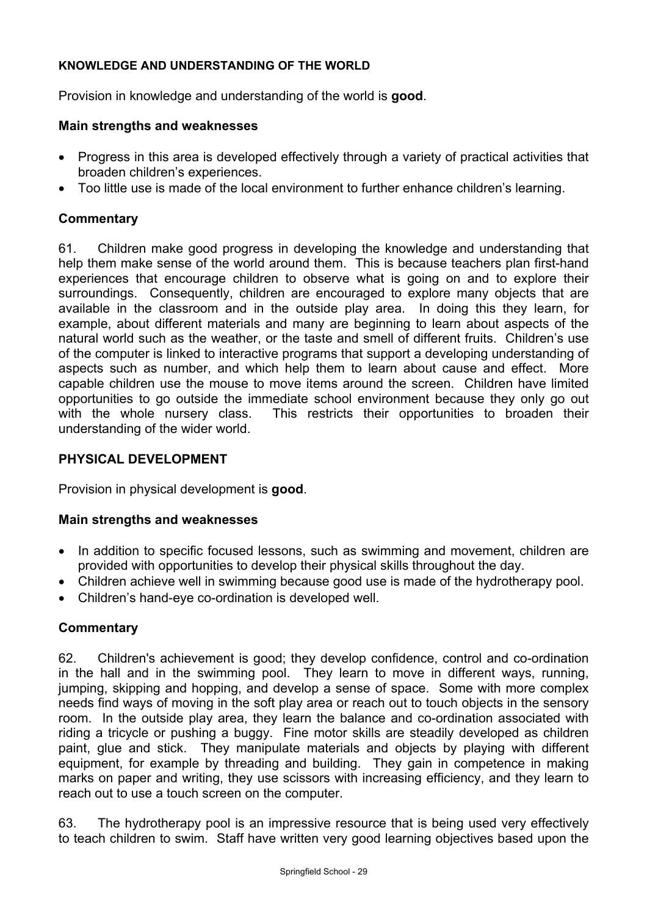**KNOWLEDGE AND UNDERSTANDING OF THE WORLD**

Provision in knowledge and understanding of the world is **good**.

### Main strengths and weaknesses

- Progress in this area is developed effectively through a variety of practical activities that broaden children's experiences.
- Too little use is made of the local environment to further enhance children's learning.

### Commentary

61. Children make good progress in developing the knowledge and understanding that help them make sense of the world around them. This is because teachers plan first-hand experiences that encourage children to observe what is going on and to explore their surroundings. Consequently, children are encouraged to explore many objects that are available in the classroom and in the outside play area. In doing this they learn, for example, about different materials and many are beginning to learn about aspects of the natural world such as the weather, or the taste and smell of different fruits. Children's use of the computer is linked to interactive programs that support a developing understanding of aspects such as number, and which help them to learn about cause and effect. More capable children use the mouse to move items around the screen. Children have limited opportunities to go outside the immediate school environment because they only go out with the whole nursery class. This restricts their opportunities to broaden their understanding of the wider world.

**PHYSICAL DEVELOPMENT**

Provision in physical development is **good**.

### Main strengths and weaknesses

- In addition to specific focused lessons, such as swimming and movement, children are provided with opportunities to develop their physical skills throughout the day.
- Children achieve well in swimming because good use is made of the hydrotherapy pool.
- Children's hand-eye co-ordination is developed well.

### Commentary

62. Children's achievement is good; they develop confidence, control and co-ordination in the hall and in the swimming pool. They learn to move in different ways, running, jumping, skipping and hopping, and develop a sense of space. Some with more complex needs find ways of moving in the soft play area or reach out to touch objects in the sensory room. In the outside play area, they learn the balance and co-ordination associated with riding a tricycle or pushing a buggy. Fine motor skills are steadily developed as children paint, glue and stick. They manipulate materials and objects by playing with different equipment, for example by threading and building. They gain in competence in making marks on paper and writing, they use scissors with increasing efficiency, and they learn to reach out to use a touch screen on the computer.

63. The hydrotherapy pool is an impressive resource that is being used very effectively to teach children to swim. Staff have written very good learning objectives based upon the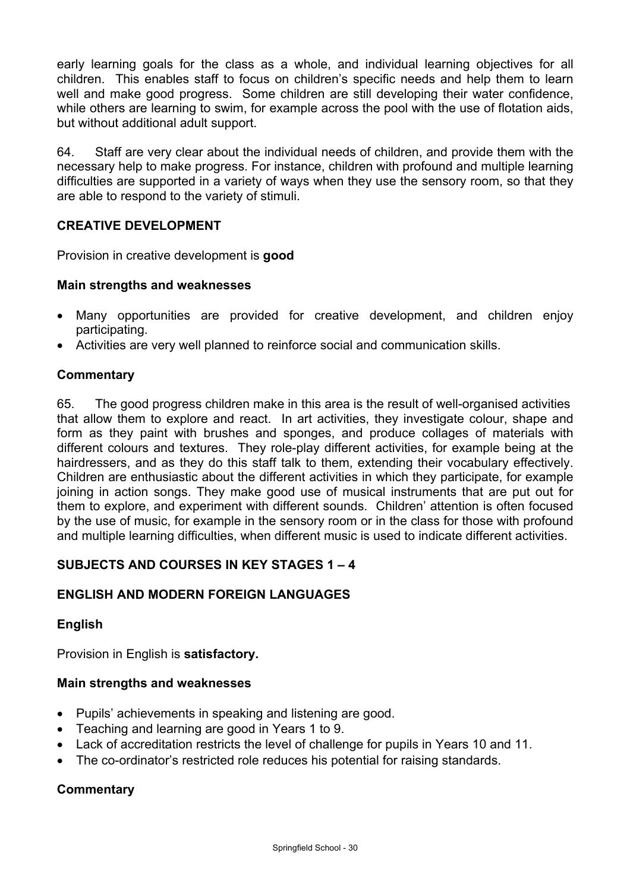early learning goals for the class as a whole, and individual learning objectives for all children. This enables staff to focus on children's specific needs and help them to learn well and make good progress. Some children are still developing their water confidence, while others are learning to swim, for example across the pool with the use of flotation aids, but without additional adult support.

64. Staff are very clear about the individual needs of children, and provide them with the necessary help to make progress. For instance, children with profound and multiple learning difficulties are supported in a variety of ways when they use the sensory room, so that they are able to respond to the variety of stimuli.

## CREATIVE DEVELOPMENT

Provision in creative development is **good**

### Main strengths and weaknesses

- Many opportunities are provided for creative development, and children enjoy participating.
- Activities are very well planned to reinforce social and communication skills.

### Commentary

65. The good progress children make in this area is the result of well-organised activities that allow them to explore and react. In art activities, they investigate colour, shape and form as they paint with brushes and sponges, and produce collages of materials with different colours and textures. They role-play different activities, for example being at the hairdressers, and as they do this staff talk to them, extending their vocabulary effectively. Children are enthusiastic about the different activities in which they participate, for example joining in action songs. They make good use of musical instruments that are put out for them to explore, and experiment with different sounds. Children' attention is often focused by the use of music, for example in the sensory room or in the class for those with profound and multiple learning difficulties, when different music is used to indicate different activities.

## SUBJECTS AND COURSES IN KEY STAGES 1 – 4

## ENGLISH AND MODERN FOREIGN LANGUAGES

### English

Provision in English is **satisfactory.**

### Main strengths and weaknesses

- Pupils' achievements in speaking and listening are good.
- Teaching and learning are good in Years 1 to 9.
- Lack of accreditation restricts the level of challenge for pupils in Years 10 and 11.
- The co-ordinator's restricted role reduces his potential for raising standards.

### Commentary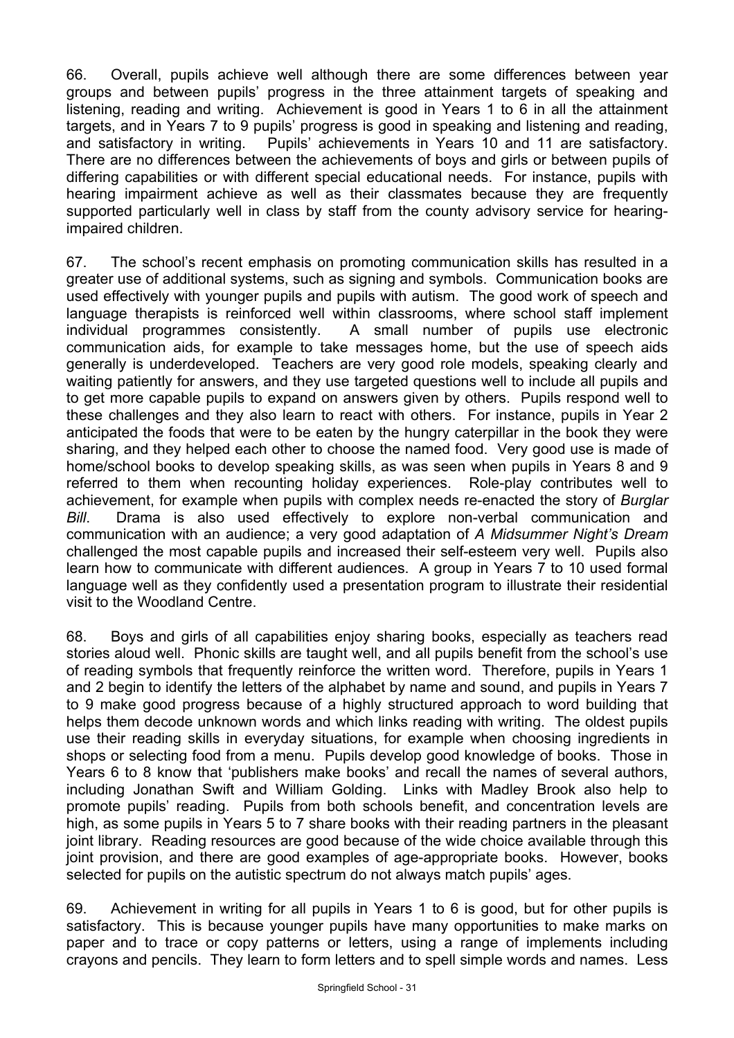66. Overall, pupils achieve well although there are some differences between year groups and between pupils' progress in the three attainment targets of speaking and listening, reading and writing. Achievement is good in Years 1 to 6 in all the attainment targets, and in Years 7 to 9 pupils' progress is good in speaking and listening and reading, and satisfactory in writing. Pupils' achievements in Years 10 and 11 are satisfactory. There are no differences between the achievements of boys and girls or between pupils of differing capabilities or with different special educational needs. For instance, pupils with hearing impairment achieve as well as their classmates because they are frequently supported particularly well in class by staff from the county advisory service for hearing-impaired children.

67. The school's recent emphasis on promoting communication skills has resulted in a greater use of additional systems, such as signing and symbols. Communication books are used effectively with younger pupils and pupils with autism. The good work of speech and language therapists is reinforced well within classrooms, where school staff implement individual programmes consistently. A small number of pupils use electronic communication aids, for example to take messages home, but the use of speech aids generally is underdeveloped. Teachers are very good role models, speaking clearly and waiting patiently for answers, and they use targeted questions well to include all pupils and to get more capable pupils to expand on answers given by others. Pupils respond well to these challenges and they also learn to react with others. For instance, pupils in Year 2 anticipated the foods that were to be eaten by the hungry caterpillar in the book they were sharing, and they helped each other to choose the named food. Very good use is made of home/school books to develop speaking skills, as was seen when pupils in Years 8 and 9 referred to them when recounting holiday experiences. Role-play contributes well to achievement, for example when pupils with complex needs re-enacted the story of *Burglar Bill*. Drama is also used effectively to explore non-verbal communication and communication with an audience; a very good adaptation of *A Midsummer Night's Dream* challenged the most capable pupils and increased their self-esteem very well. Pupils also learn how to communicate with different audiences. A group in Years 7 to 10 used formal language well as they confidently used a presentation program to illustrate their residential visit to the Woodland Centre.

68. Boys and girls of all capabilities enjoy sharing books, especially as teachers read stories aloud well. Phonic skills are taught well, and all pupils benefit from the school's use of reading symbols that frequently reinforce the written word. Therefore, pupils in Years 1 and 2 begin to identify the letters of the alphabet by name and sound, and pupils in Years 7 to 9 make good progress because of a highly structured approach to word building that helps them decode unknown words and which links reading with writing. The oldest pupils use their reading skills in everyday situations, for example when choosing ingredients in shops or selecting food from a menu. Pupils develop good knowledge of books. Those in Years 6 to 8 know that 'publishers make books' and recall the names of several authors, including Jonathan Swift and William Golding. Links with Madley Brook also help to promote pupils' reading. Pupils from both schools benefit, and concentration levels are high, as some pupils in Years 5 to 7 share books with their reading partners in the pleasant joint library. Reading resources are good because of the wide choice available through this joint provision, and there are good examples of age-appropriate books. However, books selected for pupils on the autistic spectrum do not always match pupils' ages.

69. Achievement in writing for all pupils in Years 1 to 6 is good, but for other pupils is satisfactory. This is because younger pupils have many opportunities to make marks on paper and to trace or copy patterns or letters, using a range of implements including crayons and pencils. They learn to form letters and to spell simple words and names. Less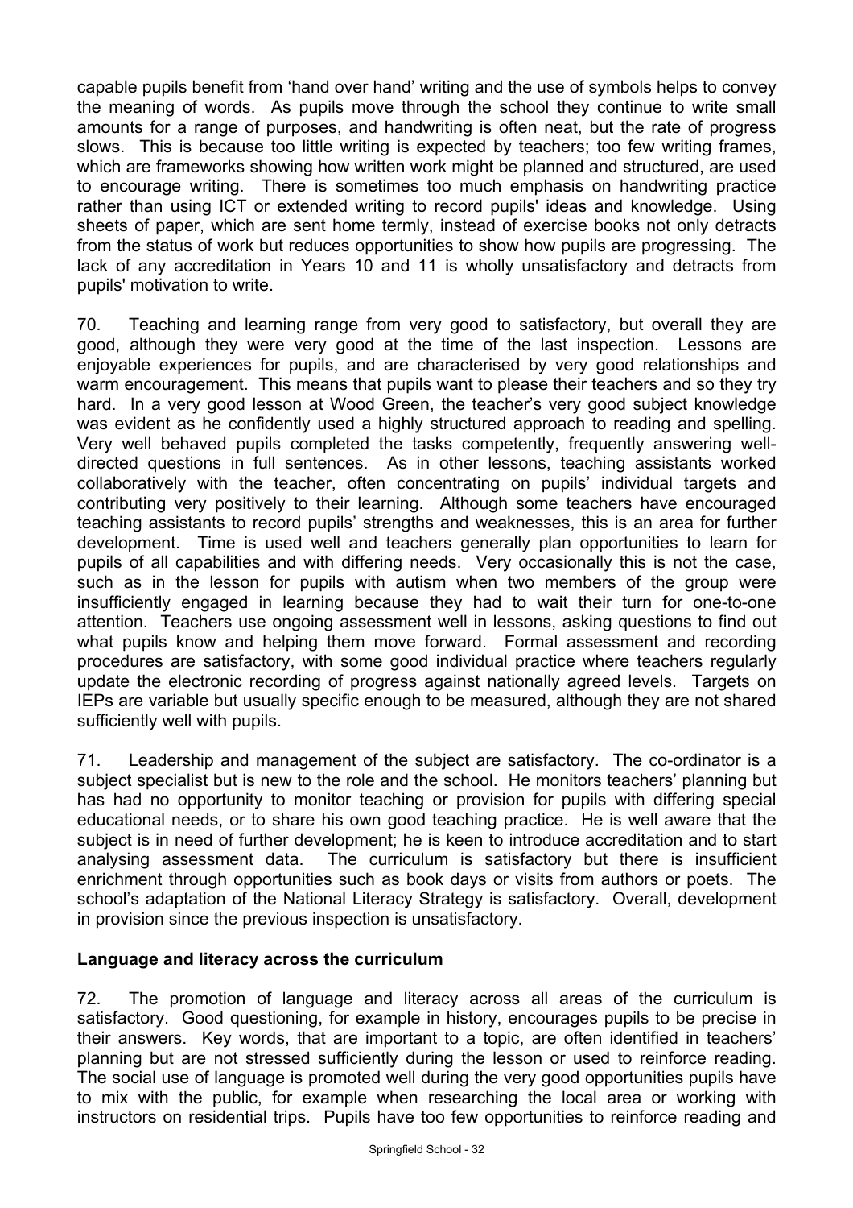capable pupils benefit from 'hand over hand' writing and the use of symbols helps to convey the meaning of words. As pupils move through the school they continue to write small amounts for a range of purposes, and handwriting is often neat, but the rate of progress slows. This is because too little writing is expected by teachers; too few writing frames, which are frameworks showing how written work might be planned and structured, are used to encourage writing. There is sometimes too much emphasis on handwriting practice rather than using ICT or extended writing to record pupils' ideas and knowledge. Using sheets of paper, which are sent home termly, instead of exercise books not only detracts from the status of work but reduces opportunities to show how pupils are progressing. The lack of any accreditation in Years 10 and 11 is wholly unsatisfactory and detracts from pupils' motivation to write.

70. Teaching and learning range from very good to satisfactory, but overall they are good, although they were very good at the time of the last inspection. Lessons are enjoyable experiences for pupils, and are characterised by very good relationships and warm encouragement. This means that pupils want to please their teachers and so they try hard. In a very good lesson at Wood Green, the teacher's very good subject knowledge was evident as he confidently used a highly structured approach to reading and spelling. Very well behaved pupils completed the tasks competently, frequently answering well-directed questions in full sentences. As in other lessons, teaching assistants worked collaboratively with the teacher, often concentrating on pupils' individual targets and contributing very positively to their learning. Although some teachers have encouraged teaching assistants to record pupils' strengths and weaknesses, this is an area for further development. Time is used well and teachers generally plan opportunities to learn for pupils of all capabilities and with differing needs. Very occasionally this is not the case, such as in the lesson for pupils with autism when two members of the group were insufficiently engaged in learning because they had to wait their turn for one-to-one attention. Teachers use ongoing assessment well in lessons, asking questions to find out what pupils know and helping them move forward. Formal assessment and recording procedures are satisfactory, with some good individual practice where teachers regularly update the electronic recording of progress against nationally agreed levels. Targets on IEPs are variable but usually specific enough to be measured, although they are not shared sufficiently well with pupils.

71. Leadership and management of the subject are satisfactory. The co-ordinator is a subject specialist but is new to the role and the school. He monitors teachers' planning but has had no opportunity to monitor teaching or provision for pupils with differing special educational needs, or to share his own good teaching practice. He is well aware that the subject is in need of further development; he is keen to introduce accreditation and to start analysing assessment data. The curriculum is satisfactory but there is insufficient enrichment through opportunities such as book days or visits from authors or poets. The school's adaptation of the National Literacy Strategy is satisfactory. Overall, development in provision since the previous inspection is unsatisfactory.

### Language and literacy across the curriculum

72. The promotion of language and literacy across all areas of the curriculum is satisfactory. Good questioning, for example in history, encourages pupils to be precise in their answers. Key words, that are important to a topic, are often identified in teachers' planning but are not stressed sufficiently during the lesson or used to reinforce reading. The social use of language is promoted well during the very good opportunities pupils have to mix with the public, for example when researching the local area or working with instructors on residential trips. Pupils have too few opportunities to reinforce reading and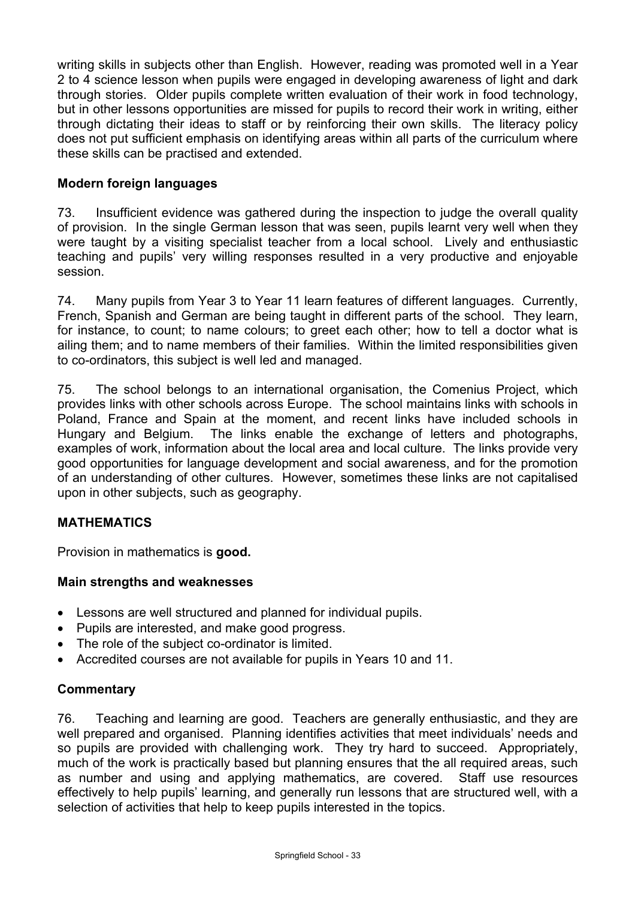writing skills in subjects other than English. However, reading was promoted well in a Year 2 to 4 science lesson when pupils were engaged in developing awareness of light and dark through stories. Older pupils complete written evaluation of their work in food technology, but in other lessons opportunities are missed for pupils to record their work in writing, either through dictating their ideas to staff or by reinforcing their own skills. The literacy policy does not put sufficient emphasis on identifying areas within all parts of the curriculum where these skills can be practised and extended.

### Modern foreign languages

73. Insufficient evidence was gathered during the inspection to judge the overall quality of provision. In the single German lesson that was seen, pupils learnt very well when they were taught by a visiting specialist teacher from a local school. Lively and enthusiastic teaching and pupils' very willing responses resulted in a very productive and enjoyable session.

74. Many pupils from Year 3 to Year 11 learn features of different languages. Currently, French, Spanish and German are being taught in different parts of the school. They learn, for instance, to count; to name colours; to greet each other; how to tell a doctor what is ailing them; and to name members of their families. Within the limited responsibilities given to co-ordinators, this subject is well led and managed.

75. The school belongs to an international organisation, the Comenius Project, which provides links with other schools across Europe. The school maintains links with schools in Poland, France and Spain at the moment, and recent links have included schools in Hungary and Belgium. The links enable the exchange of letters and photographs, examples of work, information about the local area and local culture. The links provide very good opportunities for language development and social awareness, and for the promotion of an understanding of other cultures. However, sometimes these links are not capitalised upon in other subjects, such as geography.

## MATHEMATICS

Provision in mathematics is **good.**

### Main strengths and weaknesses

- Lessons are well structured and planned for individual pupils.
- Pupils are interested, and make good progress.
- The role of the subject co-ordinator is limited.
- Accredited courses are not available for pupils in Years 10 and 11.

### Commentary

76. Teaching and learning are good. Teachers are generally enthusiastic, and they are well prepared and organised. Planning identifies activities that meet individuals' needs and so pupils are provided with challenging work. They try hard to succeed. Appropriately, much of the work is practically based but planning ensures that the all required areas, such as number and using and applying mathematics, are covered. Staff use resources effectively to help pupils' learning, and generally run lessons that are structured well, with a selection of activities that help to keep pupils interested in the topics.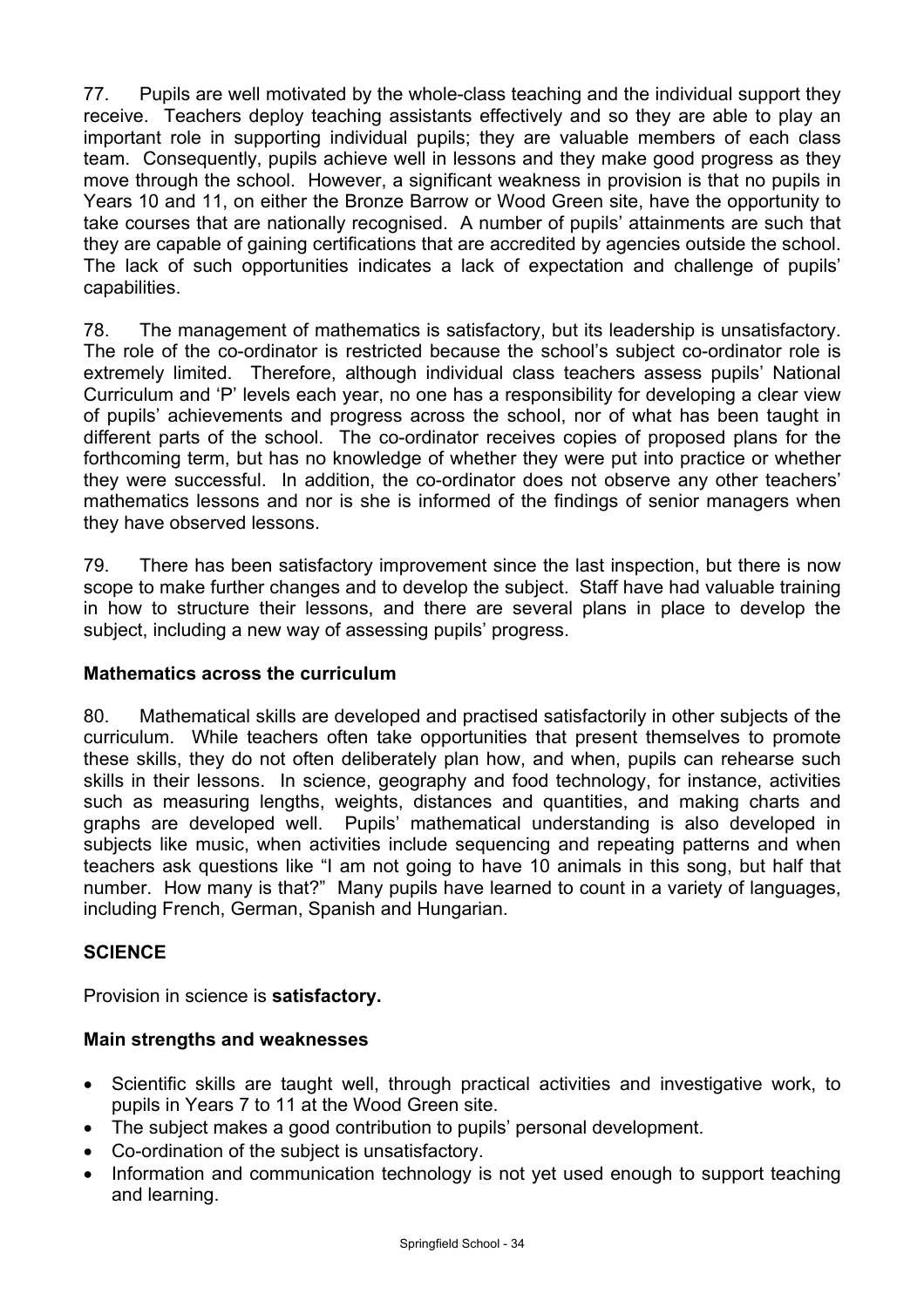77. Pupils are well motivated by the whole-class teaching and the individual support they receive. Teachers deploy teaching assistants effectively and so they are able to play an important role in supporting individual pupils; they are valuable members of each class team. Consequently, pupils achieve well in lessons and they make good progress as they move through the school. However, a significant weakness in provision is that no pupils in Years 10 and 11, on either the Bronze Barrow or Wood Green site, have the opportunity to take courses that are nationally recognised. A number of pupils' attainments are such that they are capable of gaining certifications that are accredited by agencies outside the school. The lack of such opportunities indicates a lack of expectation and challenge of pupils' capabilities.

78. The management of mathematics is satisfactory, but its leadership is unsatisfactory. The role of the co-ordinator is restricted because the school's subject co-ordinator role is extremely limited. Therefore, although individual class teachers assess pupils' National Curriculum and 'P' levels each year, no one has a responsibility for developing a clear view of pupils' achievements and progress across the school, nor of what has been taught in different parts of the school. The co-ordinator receives copies of proposed plans for the forthcoming term, but has no knowledge of whether they were put into practice or whether they were successful. In addition, the co-ordinator does not observe any other teachers' mathematics lessons and nor is she is informed of the findings of senior managers when they have observed lessons.

79. There has been satisfactory improvement since the last inspection, but there is now scope to make further changes and to develop the subject. Staff have had valuable training in how to structure their lessons, and there are several plans in place to develop the subject, including a new way of assessing pupils' progress.

### Mathematics across the curriculum

80. Mathematical skills are developed and practised satisfactorily in other subjects of the curriculum. While teachers often take opportunities that present themselves to promote these skills, they do not often deliberately plan how, and when, pupils can rehearse such skills in their lessons. In science, geography and food technology, for instance, activities such as measuring lengths, weights, distances and quantities, and making charts and graphs are developed well. Pupils' mathematical understanding is also developed in subjects like music, when activities include sequencing and repeating patterns and when teachers ask questions like "I am not going to have 10 animals in this song, but half that number. How many is that?" Many pupils have learned to count in a variety of languages, including French, German, Spanish and Hungarian.

## SCIENCE

Provision in science is **satisfactory.**

### Main strengths and weaknesses

- Scientific skills are taught well, through practical activities and investigative work, to pupils in Years 7 to 11 at the Wood Green site.
- The subject makes a good contribution to pupils' personal development.
- Co-ordination of the subject is unsatisfactory.
- Information and communication technology is not yet used enough to support teaching and learning.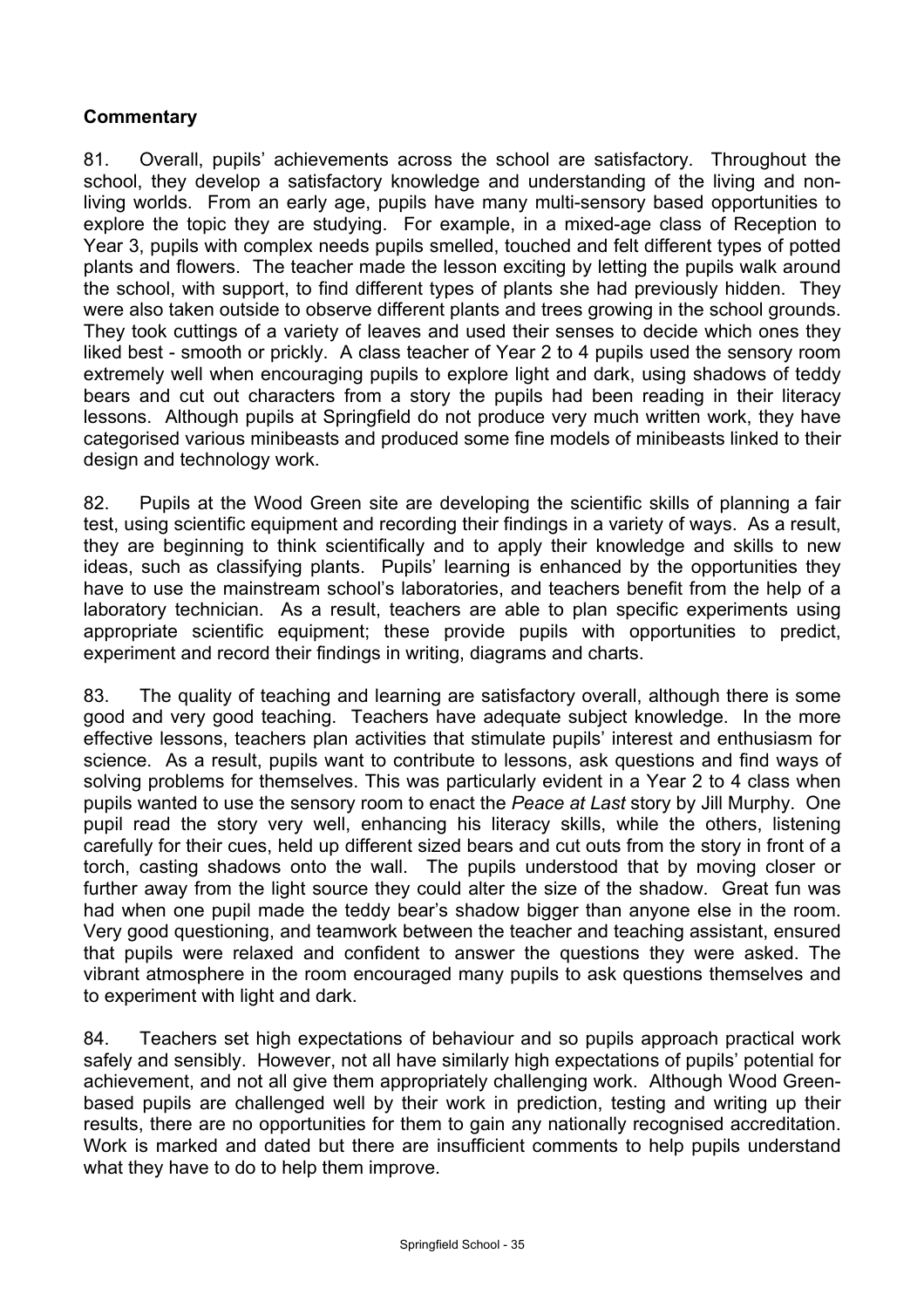### Commentary

81. Overall, pupils' achievements across the school are satisfactory. Throughout the school, they develop a satisfactory knowledge and understanding of the living and non-living worlds. From an early age, pupils have many multi-sensory based opportunities to explore the topic they are studying. For example, in a mixed-age class of Reception to Year 3, pupils with complex needs pupils smelled, touched and felt different types of potted plants and flowers. The teacher made the lesson exciting by letting the pupils walk around the school, with support, to find different types of plants she had previously hidden. They were also taken outside to observe different plants and trees growing in the school grounds. They took cuttings of a variety of leaves and used their senses to decide which ones they liked best - smooth or prickly. A class teacher of Year 2 to 4 pupils used the sensory room extremely well when encouraging pupils to explore light and dark, using shadows of teddy bears and cut out characters from a story the pupils had been reading in their literacy lessons. Although pupils at Springfield do not produce very much written work, they have categorised various minibeasts and produced some fine models of minibeasts linked to their design and technology work.

82. Pupils at the Wood Green site are developing the scientific skills of planning a fair test, using scientific equipment and recording their findings in a variety of ways. As a result, they are beginning to think scientifically and to apply their knowledge and skills to new ideas, such as classifying plants. Pupils' learning is enhanced by the opportunities they have to use the mainstream school's laboratories, and teachers benefit from the help of a laboratory technician. As a result, teachers are able to plan specific experiments using appropriate scientific equipment; these provide pupils with opportunities to predict, experiment and record their findings in writing, diagrams and charts.

83. The quality of teaching and learning are satisfactory overall, although there is some good and very good teaching. Teachers have adequate subject knowledge. In the more effective lessons, teachers plan activities that stimulate pupils' interest and enthusiasm for science. As a result, pupils want to contribute to lessons, ask questions and find ways of solving problems for themselves. This was particularly evident in a Year 2 to 4 class when pupils wanted to use the sensory room to enact the *Peace at Last* story by Jill Murphy. One pupil read the story very well, enhancing his literacy skills, while the others, listening carefully for their cues, held up different sized bears and cut outs from the story in front of a torch, casting shadows onto the wall. The pupils understood that by moving closer or further away from the light source they could alter the size of the shadow. Great fun was had when one pupil made the teddy bear's shadow bigger than anyone else in the room. Very good questioning, and teamwork between the teacher and teaching assistant, ensured that pupils were relaxed and confident to answer the questions they were asked. The vibrant atmosphere in the room encouraged many pupils to ask questions themselves and to experiment with light and dark.

84. Teachers set high expectations of behaviour and so pupils approach practical work safely and sensibly. However, not all have similarly high expectations of pupils' potential for achievement, and not all give them appropriately challenging work. Although Wood Green-based pupils are challenged well by their work in prediction, testing and writing up their results, there are no opportunities for them to gain any nationally recognised accreditation. Work is marked and dated but there are insufficient comments to help pupils understand what they have to do to help them improve.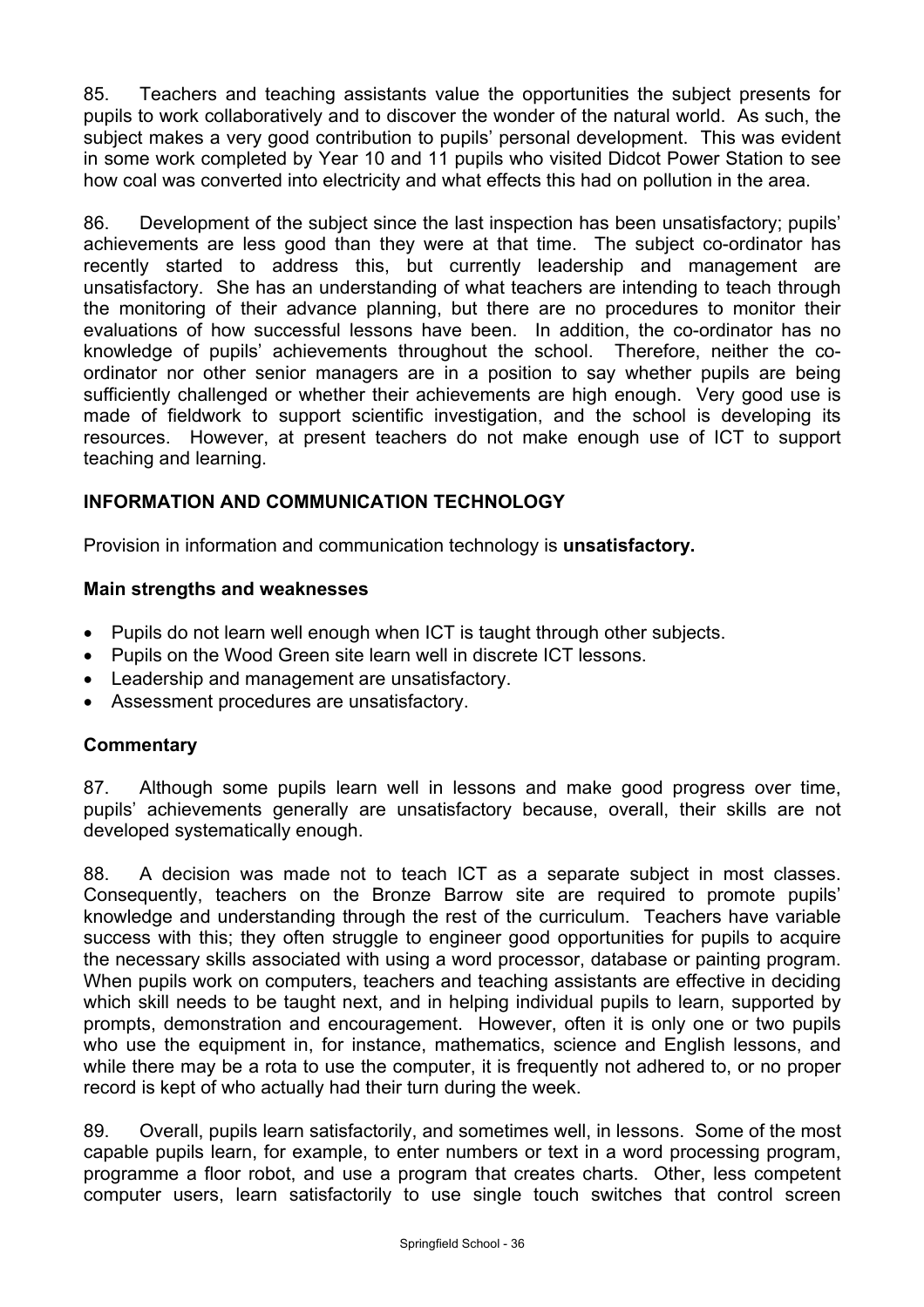85. Teachers and teaching assistants value the opportunities the subject presents for pupils to work collaboratively and to discover the wonder of the natural world. As such, the subject makes a very good contribution to pupils' personal development. This was evident in some work completed by Year 10 and 11 pupils who visited Didcot Power Station to see how coal was converted into electricity and what effects this had on pollution in the area.

86. Development of the subject since the last inspection has been unsatisfactory; pupils' achievements are less good than they were at that time. The subject co-ordinator has recently started to address this, but currently leadership and management are unsatisfactory. She has an understanding of what teachers are intending to teach through the monitoring of their advance planning, but there are no procedures to monitor their evaluations of how successful lessons have been. In addition, the co-ordinator has no knowledge of pupils' achievements throughout the school. Therefore, neither the co-ordinator nor other senior managers are in a position to say whether pupils are being sufficiently challenged or whether their achievements are high enough. Very good use is made of fieldwork to support scientific investigation, and the school is developing its resources. However, at present teachers do not make enough use of ICT to support teaching and learning.

## INFORMATION AND COMMUNICATION TECHNOLOGY

Provision in information and communication technology is **unsatisfactory.**

### Main strengths and weaknesses

- Pupils do not learn well enough when ICT is taught through other subjects.
- Pupils on the Wood Green site learn well in discrete ICT lessons.
- Leadership and management are unsatisfactory.
- Assessment procedures are unsatisfactory.

### Commentary

87. Although some pupils learn well in lessons and make good progress over time, pupils' achievements generally are unsatisfactory because, overall, their skills are not developed systematically enough.

88. A decision was made not to teach ICT as a separate subject in most classes. Consequently, teachers on the Bronze Barrow site are required to promote pupils' knowledge and understanding through the rest of the curriculum. Teachers have variable success with this; they often struggle to engineer good opportunities for pupils to acquire the necessary skills associated with using a word processor, database or painting program. When pupils work on computers, teachers and teaching assistants are effective in deciding which skill needs to be taught next, and in helping individual pupils to learn, supported by prompts, demonstration and encouragement. However, often it is only one or two pupils who use the equipment in, for instance, mathematics, science and English lessons, and while there may be a rota to use the computer, it is frequently not adhered to, or no proper record is kept of who actually had their turn during the week.

89. Overall, pupils learn satisfactorily, and sometimes well, in lessons. Some of the most capable pupils learn, for example, to enter numbers or text in a word processing program, programme a floor robot, and use a program that creates charts. Other, less competent computer users, learn satisfactorily to use single touch switches that control screen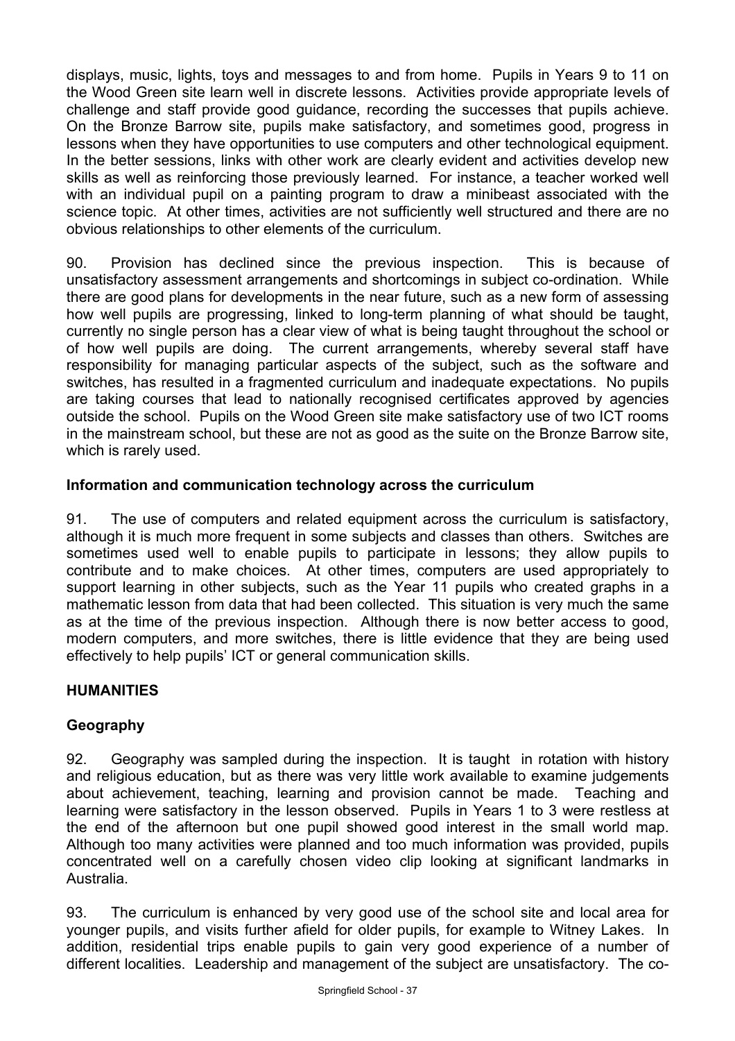displays, music, lights, toys and messages to and from home. Pupils in Years 9 to 11 on the Wood Green site learn well in discrete lessons. Activities provide appropriate levels of challenge and staff provide good guidance, recording the successes that pupils achieve. On the Bronze Barrow site, pupils make satisfactory, and sometimes good, progress in lessons when they have opportunities to use computers and other technological equipment. In the better sessions, links with other work are clearly evident and activities develop new skills as well as reinforcing those previously learned. For instance, a teacher worked well with an individual pupil on a painting program to draw a minibeast associated with the science topic. At other times, activities are not sufficiently well structured and there are no obvious relationships to other elements of the curriculum.

90. Provision has declined since the previous inspection. This is because of unsatisfactory assessment arrangements and shortcomings in subject co-ordination. While there are good plans for developments in the near future, such as a new form of assessing how well pupils are progressing, linked to long-term planning of what should be taught, currently no single person has a clear view of what is being taught throughout the school or of how well pupils are doing. The current arrangements, whereby several staff have responsibility for managing particular aspects of the subject, such as the software and switches, has resulted in a fragmented curriculum and inadequate expectations. No pupils are taking courses that lead to nationally recognised certificates approved by agencies outside the school. Pupils on the Wood Green site make satisfactory use of two ICT rooms in the mainstream school, but these are not as good as the suite on the Bronze Barrow site, which is rarely used.

**Information and communication technology across the curriculum**

91. The use of computers and related equipment across the curriculum is satisfactory, although it is much more frequent in some subjects and classes than others. Switches are sometimes used well to enable pupils to participate in lessons; they allow pupils to contribute and to make choices. At other times, computers are used appropriately to support learning in other subjects, such as the Year 11 pupils who created graphs in a mathematic lesson from data that had been collected. This situation is very much the same as at the time of the previous inspection. Although there is now better access to good, modern computers, and more switches, there is little evidence that they are being used effectively to help pupils' ICT or general communication skills.

## HUMANITIES

### Geography

92. Geography was sampled during the inspection. It is taught in rotation with history and religious education, but as there was very little work available to examine judgements about achievement, teaching, learning and provision cannot be made. Teaching and learning were satisfactory in the lesson observed. Pupils in Years 1 to 3 were restless at the end of the afternoon but one pupil showed good interest in the small world map. Although too many activities were planned and too much information was provided, pupils concentrated well on a carefully chosen video clip looking at significant landmarks in Australia.

93. The curriculum is enhanced by very good use of the school site and local area for younger pupils, and visits further afield for older pupils, for example to Witney Lakes. In addition, residential trips enable pupils to gain very good experience of a number of different localities. Leadership and management of the subject are unsatisfactory. The co-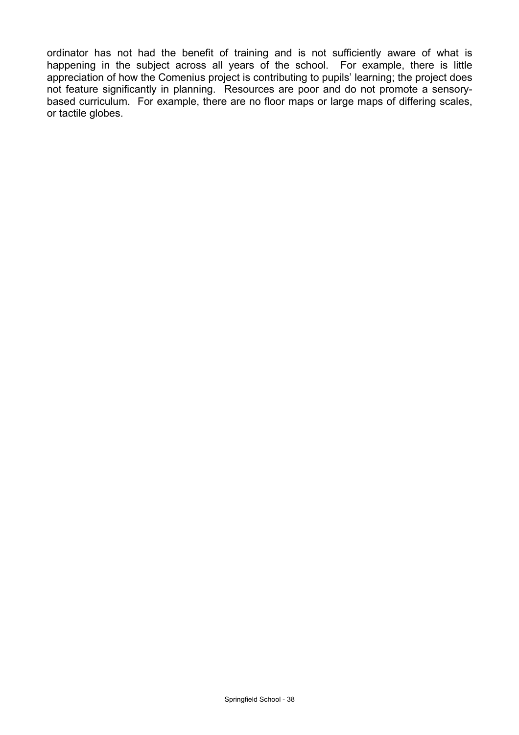ordinator has not had the benefit of training and is not sufficiently aware of what is happening in the subject across all years of the school. For example, there is little appreciation of how the Comenius project is contributing to pupils' learning; the project does not feature significantly in planning. Resources are poor and do not promote a sensory-based curriculum. For example, there are no floor maps or large maps of differing scales, or tactile globes.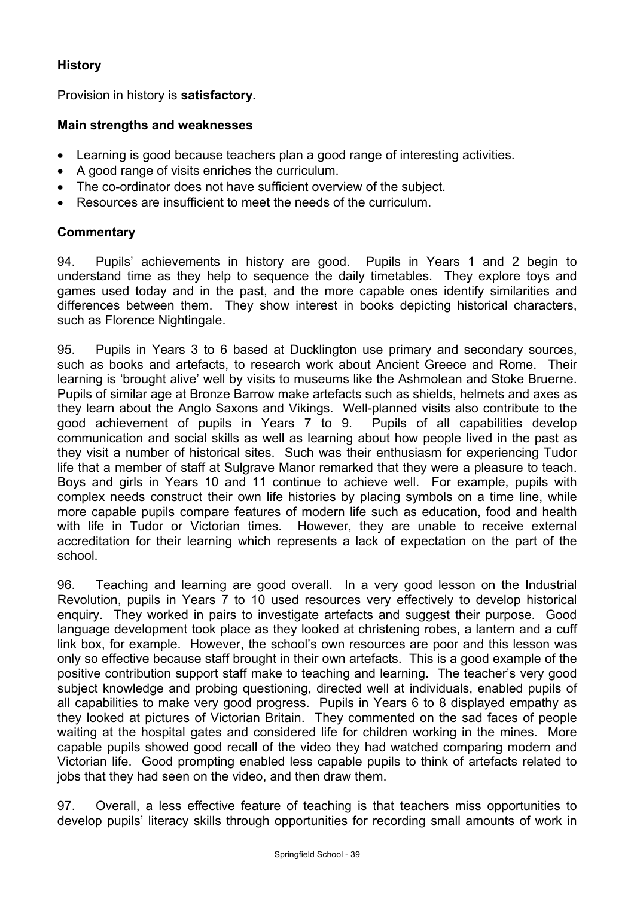### History

Provision in history is **satisfactory.**

#### Main strengths and weaknesses

- Learning is good because teachers plan a good range of interesting activities.
- A good range of visits enriches the curriculum.
- The co-ordinator does not have sufficient overview of the subject.
- Resources are insufficient to meet the needs of the curriculum.

#### Commentary

94. Pupils' achievements in history are good. Pupils in Years 1 and 2 begin to understand time as they help to sequence the daily timetables. They explore toys and games used today and in the past, and the more capable ones identify similarities and differences between them. They show interest in books depicting historical characters, such as Florence Nightingale.

95. Pupils in Years 3 to 6 based at Ducklington use primary and secondary sources, such as books and artefacts, to research work about Ancient Greece and Rome. Their learning is 'brought alive' well by visits to museums like the Ashmolean and Stoke Bruerne. Pupils of similar age at Bronze Barrow make artefacts such as shields, helmets and axes as they learn about the Anglo Saxons and Vikings. Well-planned visits also contribute to the good achievement of pupils in Years 7 to 9. Pupils of all capabilities develop communication and social skills as well as learning about how people lived in the past as they visit a number of historical sites. Such was their enthusiasm for experiencing Tudor life that a member of staff at Sulgrave Manor remarked that they were a pleasure to teach. Boys and girls in Years 10 and 11 continue to achieve well. For example, pupils with complex needs construct their own life histories by placing symbols on a time line, while more capable pupils compare features of modern life such as education, food and health with life in Tudor or Victorian times. However, they are unable to receive external accreditation for their learning which represents a lack of expectation on the part of the school.

96. Teaching and learning are good overall. In a very good lesson on the Industrial Revolution, pupils in Years 7 to 10 used resources very effectively to develop historical enquiry. They worked in pairs to investigate artefacts and suggest their purpose. Good language development took place as they looked at christening robes, a lantern and a cuff link box, for example. However, the school's own resources are poor and this lesson was only so effective because staff brought in their own artefacts. This is a good example of the positive contribution support staff make to teaching and learning. The teacher's very good subject knowledge and probing questioning, directed well at individuals, enabled pupils of all capabilities to make very good progress. Pupils in Years 6 to 8 displayed empathy as they looked at pictures of Victorian Britain. They commented on the sad faces of people waiting at the hospital gates and considered life for children working in the mines. More capable pupils showed good recall of the video they had watched comparing modern and Victorian life. Good prompting enabled less capable pupils to think of artefacts related to jobs that they had seen on the video, and then draw them.

97. Overall, a less effective feature of teaching is that teachers miss opportunities to develop pupils' literacy skills through opportunities for recording small amounts of work in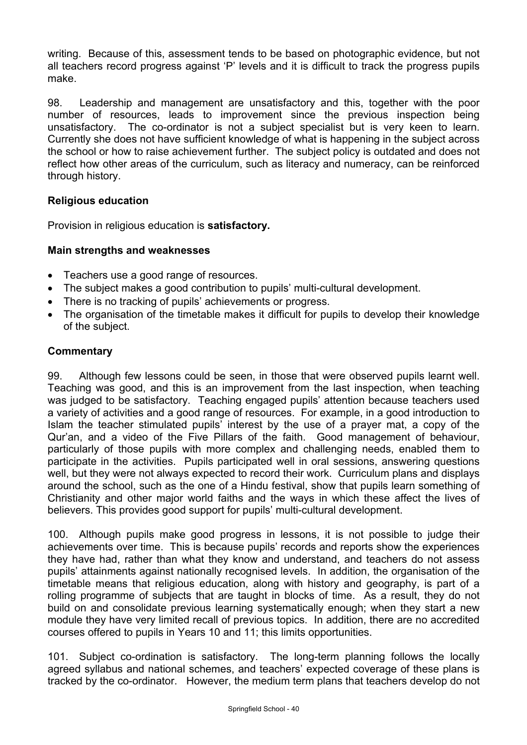writing. Because of this, assessment tends to be based on photographic evidence, but not all teachers record progress against 'P' levels and it is difficult to track the progress pupils make.

98. Leadership and management are unsatisfactory and this, together with the poor number of resources, leads to improvement since the previous inspection being unsatisfactory. The co-ordinator is not a subject specialist but is very keen to learn. Currently she does not have sufficient knowledge of what is happening in the subject across the school or how to raise achievement further. The subject policy is outdated and does not reflect how other areas of the curriculum, such as literacy and numeracy, can be reinforced through history.

### Religious education

Provision in religious education is **satisfactory.**

### Main strengths and weaknesses

- Teachers use a good range of resources.
- The subject makes a good contribution to pupils' multi-cultural development.
- There is no tracking of pupils' achievements or progress.
- The organisation of the timetable makes it difficult for pupils to develop their knowledge of the subject.

### Commentary

99. Although few lessons could be seen, in those that were observed pupils learnt well. Teaching was good, and this is an improvement from the last inspection, when teaching was judged to be satisfactory. Teaching engaged pupils' attention because teachers used a variety of activities and a good range of resources. For example, in a good introduction to Islam the teacher stimulated pupils' interest by the use of a prayer mat, a copy of the Qur'an, and a video of the Five Pillars of the faith. Good management of behaviour, particularly of those pupils with more complex and challenging needs, enabled them to participate in the activities. Pupils participated well in oral sessions, answering questions well, but they were not always expected to record their work. Curriculum plans and displays around the school, such as the one of a Hindu festival, show that pupils learn something of Christianity and other major world faiths and the ways in which these affect the lives of believers. This provides good support for pupils' multi-cultural development.

100. Although pupils make good progress in lessons, it is not possible to judge their achievements over time. This is because pupils' records and reports show the experiences they have had, rather than what they know and understand, and teachers do not assess pupils' attainments against nationally recognised levels. In addition, the organisation of the timetable means that religious education, along with history and geography, is part of a rolling programme of subjects that are taught in blocks of time. As a result, they do not build on and consolidate previous learning systematically enough; when they start a new module they have very limited recall of previous topics. In addition, there are no accredited courses offered to pupils in Years 10 and 11; this limits opportunities.

101. Subject co-ordination is satisfactory. The long-term planning follows the locally agreed syllabus and national schemes, and teachers' expected coverage of these plans is tracked by the co-ordinator. However, the medium term plans that teachers develop do not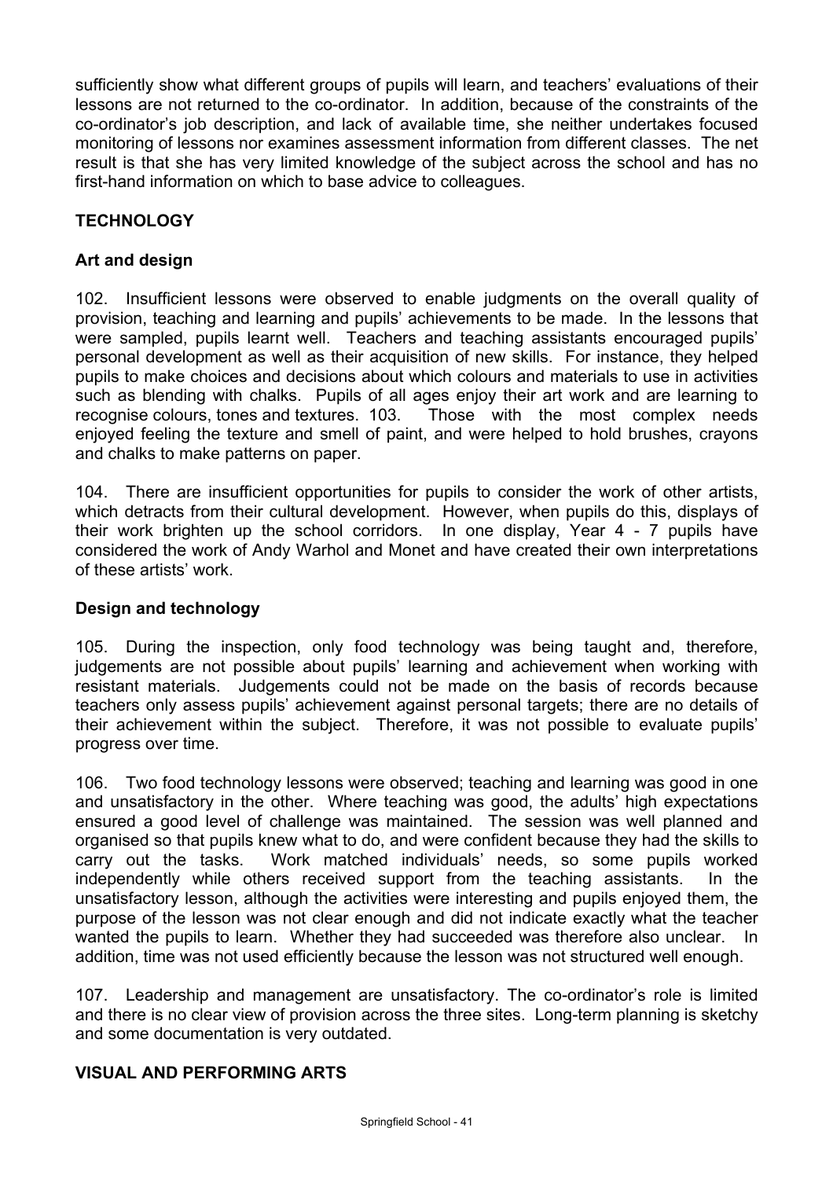sufficiently show what different groups of pupils will learn, and teachers' evaluations of their lessons are not returned to the co-ordinator. In addition, because of the constraints of the co-ordinator's job description, and lack of available time, she neither undertakes focused monitoring of lessons nor examines assessment information from different classes. The net result is that she has very limited knowledge of the subject across the school and has no first-hand information on which to base advice to colleagues.

## TECHNOLOGY

### Art and design

102. Insufficient lessons were observed to enable judgments on the overall quality of provision, teaching and learning and pupils' achievements to be made. In the lessons that were sampled, pupils learnt well. Teachers and teaching assistants encouraged pupils' personal development as well as their acquisition of new skills. For instance, they helped pupils to make choices and decisions about which colours and materials to use in activities such as blending with chalks. Pupils of all ages enjoy their art work and are learning to recognise colours, tones and textures. 103. Those with the most complex needs enjoyed feeling the texture and smell of paint, and were helped to hold brushes, crayons and chalks to make patterns on paper.

104. There are insufficient opportunities for pupils to consider the work of other artists, which detracts from their cultural development. However, when pupils do this, displays of their work brighten up the school corridors. In one display, Year 4 - 7 pupils have considered the work of Andy Warhol and Monet and have created their own interpretations of these artists' work.

### Design and technology

105. During the inspection, only food technology was being taught and, therefore, judgements are not possible about pupils' learning and achievement when working with resistant materials. Judgements could not be made on the basis of records because teachers only assess pupils' achievement against personal targets; there are no details of their achievement within the subject. Therefore, it was not possible to evaluate pupils' progress over time.

106. Two food technology lessons were observed; teaching and learning was good in one and unsatisfactory in the other. Where teaching was good, the adults' high expectations ensured a good level of challenge was maintained. The session was well planned and organised so that pupils knew what to do, and were confident because they had the skills to carry out the tasks. Work matched individuals' needs, so some pupils worked independently while others received support from the teaching assistants. In the unsatisfactory lesson, although the activities were interesting and pupils enjoyed them, the purpose of the lesson was not clear enough and did not indicate exactly what the teacher wanted the pupils to learn. Whether they had succeeded was therefore also unclear. In addition, time was not used efficiently because the lesson was not structured well enough.

107. Leadership and management are unsatisfactory. The co-ordinator's role is limited and there is no clear view of provision across the three sites. Long-term planning is sketchy and some documentation is very outdated.

## VISUAL AND PERFORMING ARTS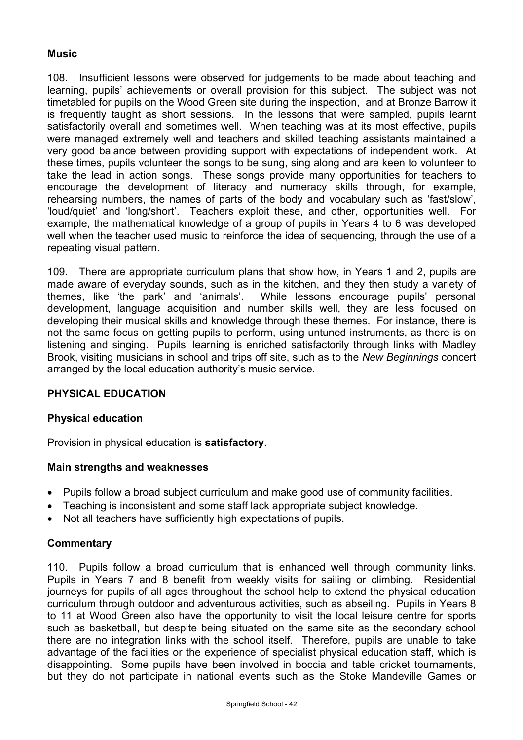### Music

108. Insufficient lessons were observed for judgements to be made about teaching and learning, pupils' achievements or overall provision for this subject. The subject was not timetabled for pupils on the Wood Green site during the inspection, and at Bronze Barrow it is frequently taught as short sessions. In the lessons that were sampled, pupils learnt satisfactorily overall and sometimes well. When teaching was at its most effective, pupils were managed extremely well and teachers and skilled teaching assistants maintained a very good balance between providing support with expectations of independent work. At these times, pupils volunteer the songs to be sung, sing along and are keen to volunteer to take the lead in action songs. These songs provide many opportunities for teachers to encourage the development of literacy and numeracy skills through, for example, rehearsing numbers, the names of parts of the body and vocabulary such as 'fast/slow', 'loud/quiet' and 'long/short'. Teachers exploit these, and other, opportunities well. For example, the mathematical knowledge of a group of pupils in Years 4 to 6 was developed well when the teacher used music to reinforce the idea of sequencing, through the use of a repeating visual pattern.

109. There are appropriate curriculum plans that show how, in Years 1 and 2, pupils are made aware of everyday sounds, such as in the kitchen, and they then study a variety of themes, like 'the park' and 'animals'. While lessons encourage pupils' personal development, language acquisition and number skills well, they are less focused on developing their musical skills and knowledge through these themes. For instance, there is not the same focus on getting pupils to perform, using untuned instruments, as there is on listening and singing. Pupils' learning is enriched satisfactorily through links with Madley Brook, visiting musicians in school and trips off site, such as to the *New Beginnings* concert arranged by the local education authority's music service.

## PHYSICAL EDUCATION

### Physical education

Provision in physical education is **satisfactory**.

### Main strengths and weaknesses

- Pupils follow a broad subject curriculum and make good use of community facilities.
- Teaching is inconsistent and some staff lack appropriate subject knowledge.
- Not all teachers have sufficiently high expectations of pupils.

### Commentary

110. Pupils follow a broad curriculum that is enhanced well through community links. Pupils in Years 7 and 8 benefit from weekly visits for sailing or climbing. Residential journeys for pupils of all ages throughout the school help to extend the physical education curriculum through outdoor and adventurous activities, such as abseiling. Pupils in Years 8 to 11 at Wood Green also have the opportunity to visit the local leisure centre for sports such as basketball, but despite being situated on the same site as the secondary school there are no integration links with the school itself. Therefore, pupils are unable to take advantage of the facilities or the experience of specialist physical education staff, which is disappointing. Some pupils have been involved in boccia and table cricket tournaments, but they do not participate in national events such as the Stoke Mandeville Games or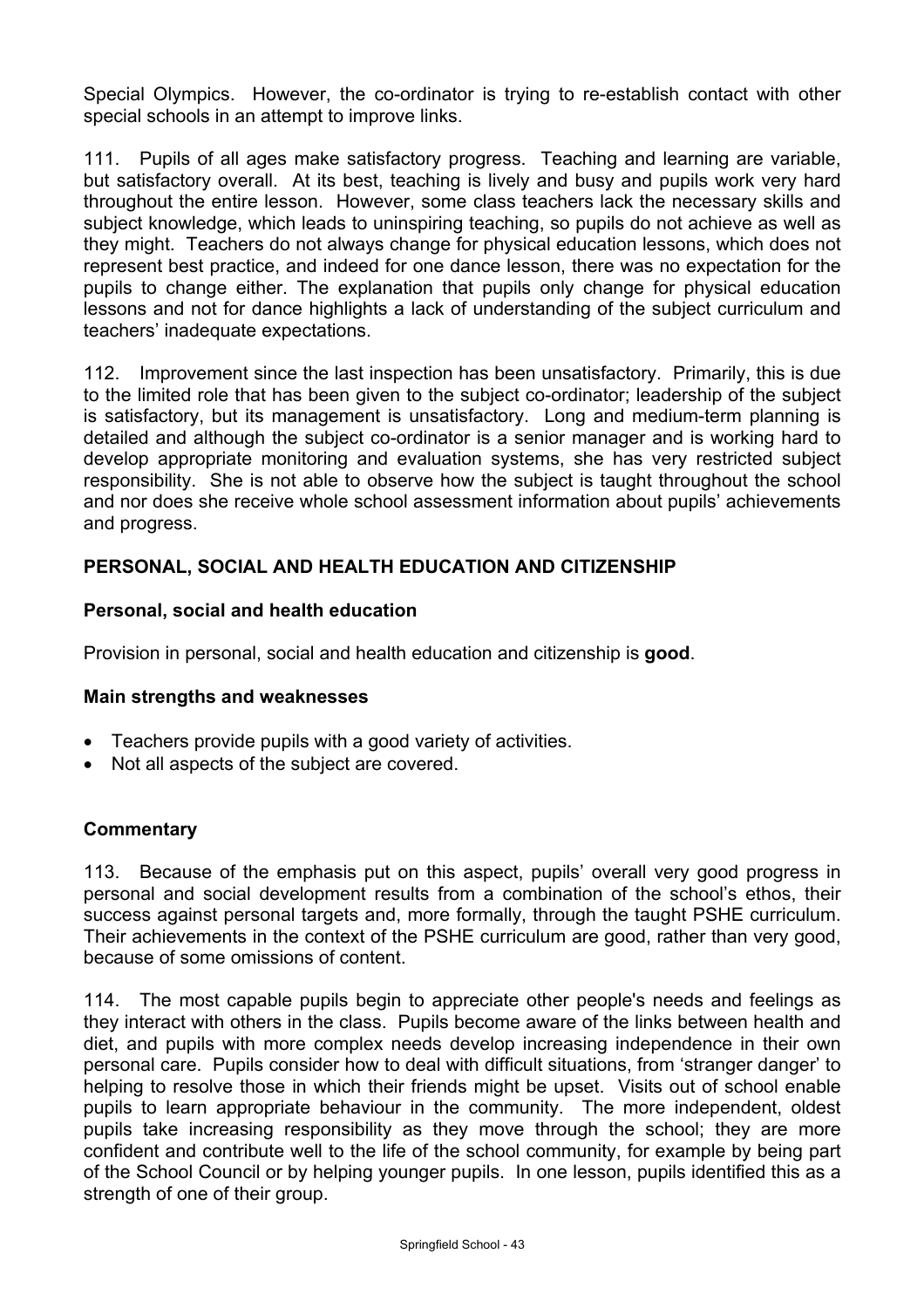Special Olympics. However, the co-ordinator is trying to re-establish contact with other special schools in an attempt to improve links.

111. Pupils of all ages make satisfactory progress. Teaching and learning are variable, but satisfactory overall. At its best, teaching is lively and busy and pupils work very hard throughout the entire lesson. However, some class teachers lack the necessary skills and subject knowledge, which leads to uninspiring teaching, so pupils do not achieve as well as they might. Teachers do not always change for physical education lessons, which does not represent best practice, and indeed for one dance lesson, there was no expectation for the pupils to change either. The explanation that pupils only change for physical education lessons and not for dance highlights a lack of understanding of the subject curriculum and teachers' inadequate expectations.

112. Improvement since the last inspection has been unsatisfactory. Primarily, this is due to the limited role that has been given to the subject co-ordinator; leadership of the subject is satisfactory, but its management is unsatisfactory. Long and medium-term planning is detailed and although the subject co-ordinator is a senior manager and is working hard to develop appropriate monitoring and evaluation systems, she has very restricted subject responsibility. She is not able to observe how the subject is taught throughout the school and nor does she receive whole school assessment information about pupils' achievements and progress.

## PERSONAL, SOCIAL AND HEALTH EDUCATION AND CITIZENSHIP

### Personal, social and health education

Provision in personal, social and health education and citizenship is **good**.

### Main strengths and weaknesses

- Teachers provide pupils with a good variety of activities.
- Not all aspects of the subject are covered.

### Commentary

113. Because of the emphasis put on this aspect, pupils' overall very good progress in personal and social development results from a combination of the school's ethos, their success against personal targets and, more formally, through the taught PSHE curriculum. Their achievements in the context of the PSHE curriculum are good, rather than very good, because of some omissions of content.

114. The most capable pupils begin to appreciate other people's needs and feelings as they interact with others in the class. Pupils become aware of the links between health and diet, and pupils with more complex needs develop increasing independence in their own personal care. Pupils consider how to deal with difficult situations, from 'stranger danger' to helping to resolve those in which their friends might be upset. Visits out of school enable pupils to learn appropriate behaviour in the community. The more independent, oldest pupils take increasing responsibility as they move through the school; they are more confident and contribute well to the life of the school community, for example by being part of the School Council or by helping younger pupils. In one lesson, pupils identified this as a strength of one of their group.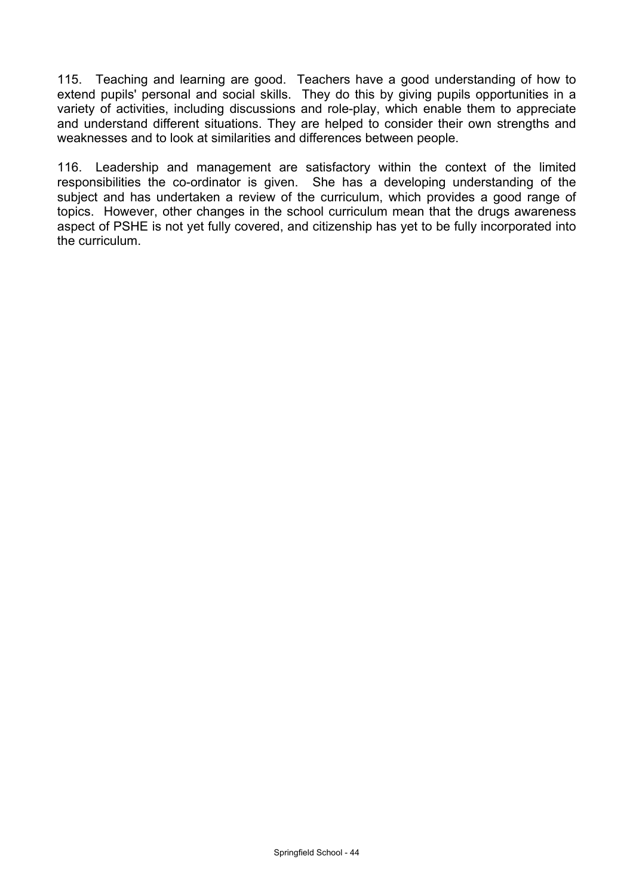115. Teaching and learning are good. Teachers have a good understanding of how to extend pupils' personal and social skills. They do this by giving pupils opportunities in a variety of activities, including discussions and role-play, which enable them to appreciate and understand different situations. They are helped to consider their own strengths and weaknesses and to look at similarities and differences between people.

116. Leadership and management are satisfactory within the context of the limited responsibilities the co-ordinator is given. She has a developing understanding of the subject and has undertaken a review of the curriculum, which provides a good range of topics. However, other changes in the school curriculum mean that the drugs awareness aspect of PSHE is not yet fully covered, and citizenship has yet to be fully incorporated into the curriculum.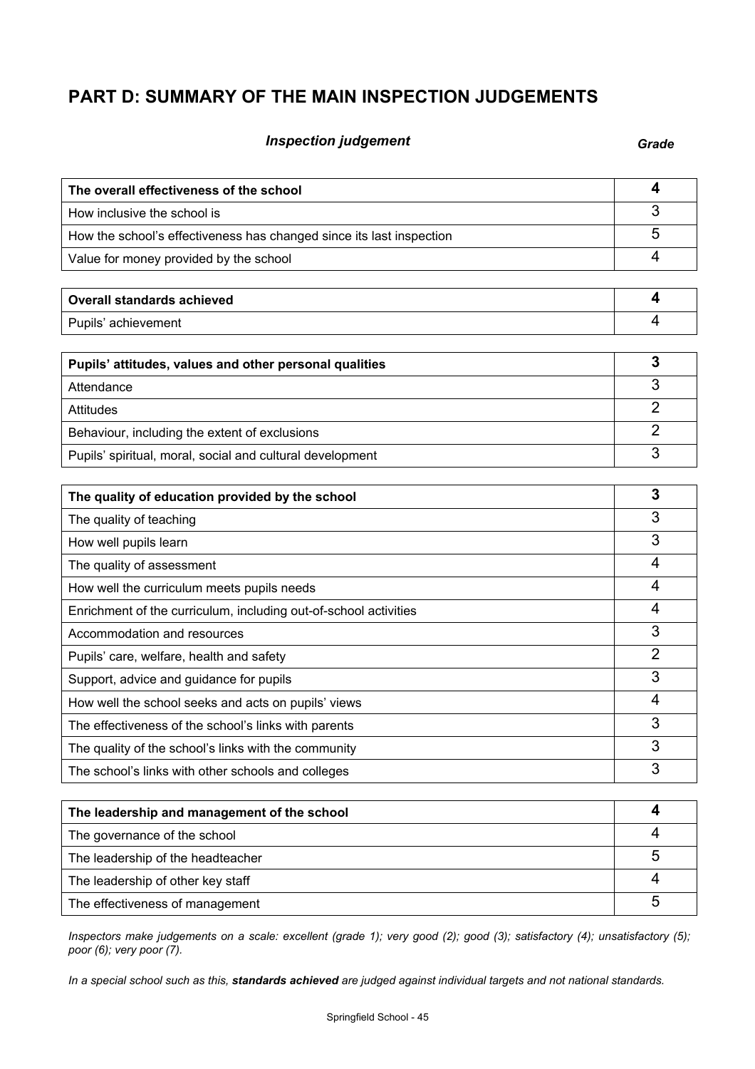# PART D: SUMMARY OF THE MAIN INSPECTION JUDGEMENTS

| *Inspection judgement* | *Grade* |
|---|---|
| **The overall effectiveness of the school** | **4** |
| How inclusive the school is | 3 |
| How the school's effectiveness has changed since its last inspection | 5 |
| Value for money provided by the school | 4 |
| **Overall standards achieved** | **4** |
| Pupils' achievement | 4 |
| **Pupils' attitudes, values and other personal qualities** | **3** |
| Attendance | 3 |
| Attitudes | 2 |
| Behaviour, including the extent of exclusions | 2 |
| Pupils' spiritual, moral, social and cultural development | 3 |
| **The quality of education provided by the school** | **3** |
| The quality of teaching | 3 |
| How well pupils learn | 3 |
| The quality of assessment | 4 |
| How well the curriculum meets pupils needs | 4 |
| Enrichment of the curriculum, including out-of-school activities | 4 |
| Accommodation and resources | 3 |
| Pupils' care, welfare, health and safety | 2 |
| Support, advice and guidance for pupils | 3 |
| How well the school seeks and acts on pupils' views | 4 |
| The effectiveness of the school's links with parents | 3 |
| The quality of the school's links with the community | 3 |
| The school's links with other schools and colleges | 3 |
| **The leadership and management of the school** | **4** |
| The governance of the school | 4 |
| The leadership of the headteacher | 5 |
| The leadership of other key staff | 4 |
| The effectiveness of management | 5 |

*Inspectors make judgements on a scale: excellent (grade 1); very good (2); good (3); satisfactory (4); unsatisfactory (5); poor (6); very poor (7).*

*In a special school such as this, **standards achieved** are judged against individual targets and not national standards.*